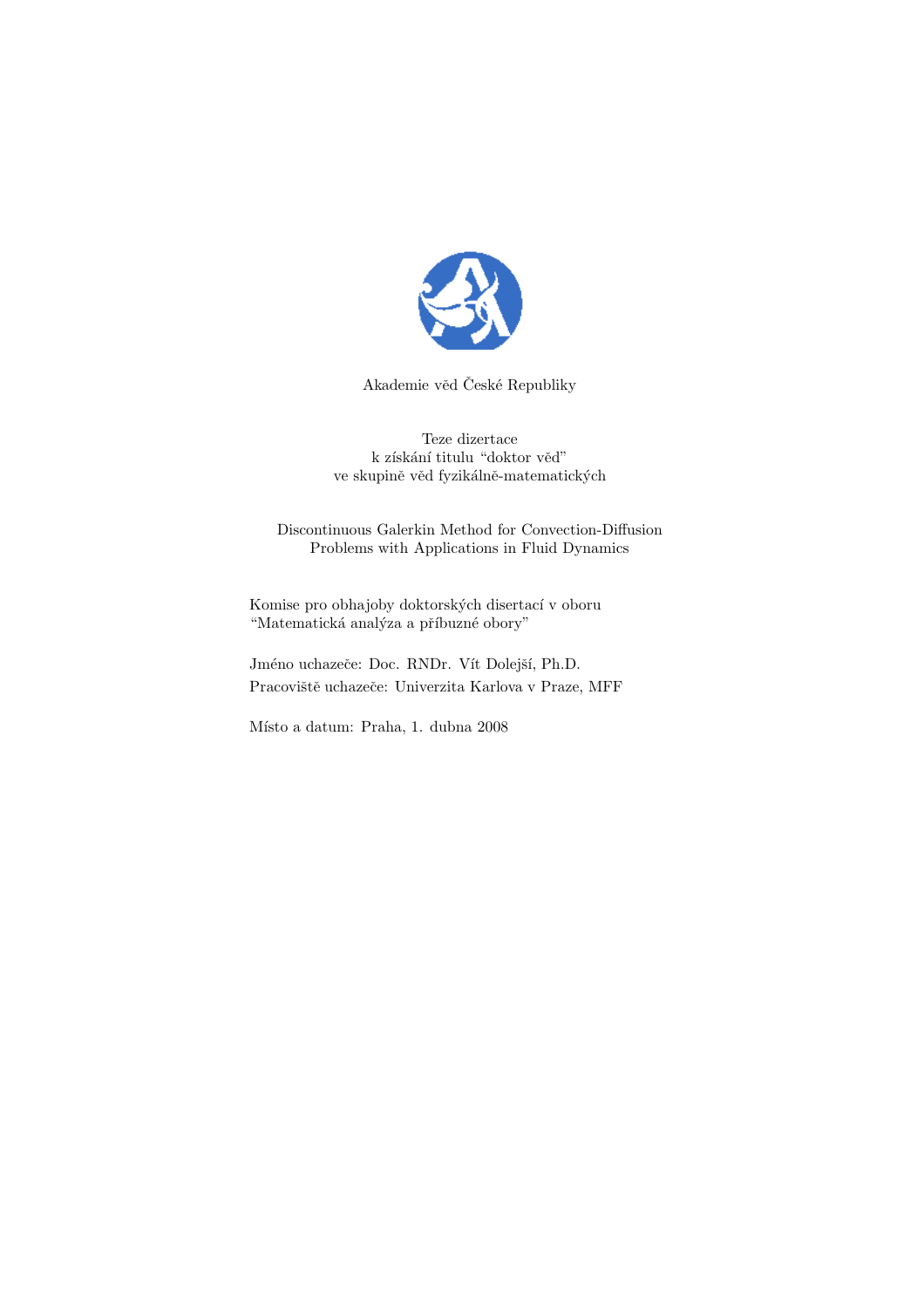Akademie věd České Republiky

Teze dizertace
k získání titulu "doktor věd"
ve skupině věd fyzikálně-matematických

Discontinuous Galerkin Method for Convection-Diffusion Problems with Applications in Fluid Dynamics

Komise pro obhajoby doktorských disertací v oboru
"Matematická analýza a příbuzné obory"

Jméno uchazeče: Doc. RNDr. Vít Dolejší, Ph.D.
Pracoviště uchazeče: Univerzita Karlova v Praze, MFF

Místo a datum: Praha, 1. dubna 2008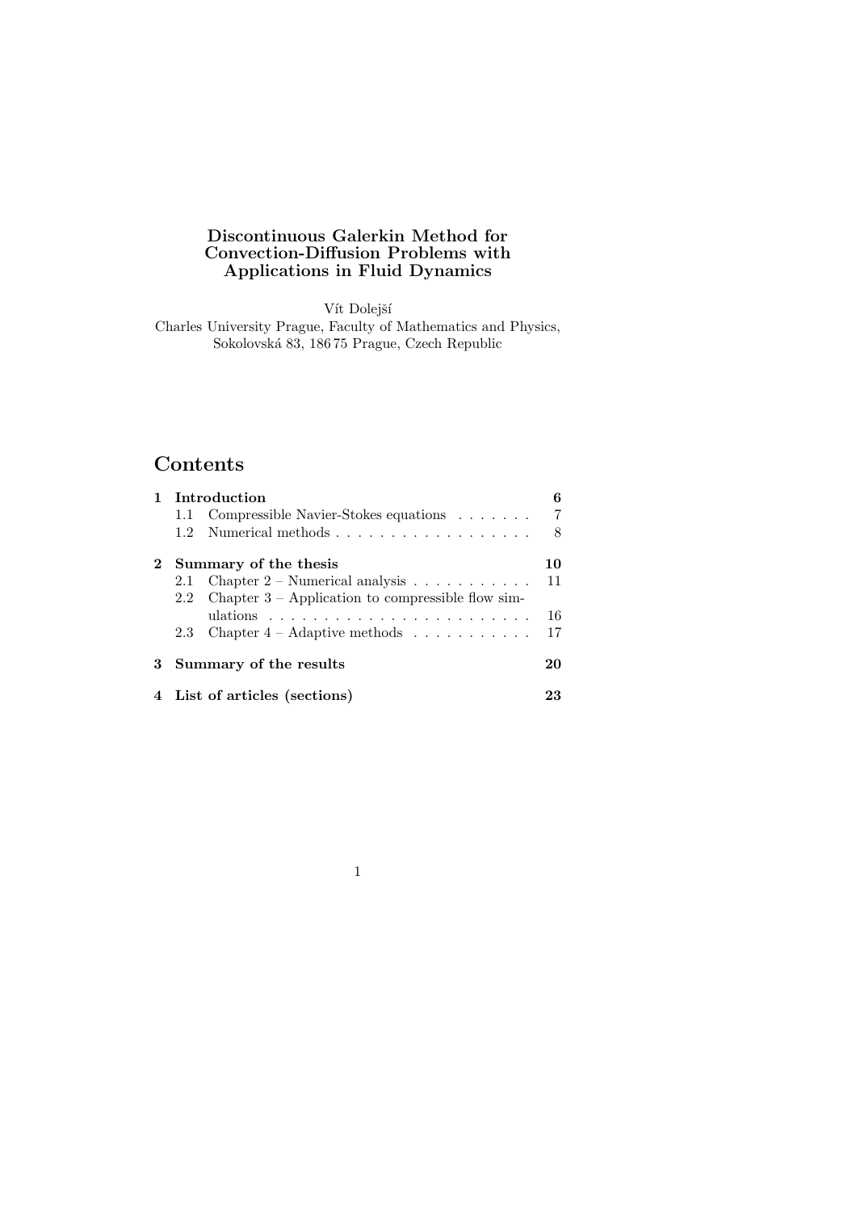# Discontinuous Galerkin Method for Convection-Diffusion Problems with Applications in Fluid Dynamics

Vít Dolejší

Charles University Prague, Faculty of Mathematics and Physics, Sokolovská 83, 186 75 Prague, Czech Republic

## Contents

**1 Introduction** — 6

- 1.1 Compressible Navier-Stokes equations — 7
- 1.2 Numerical methods — 8

**2 Summary of the thesis** — 10

- 2.1 Chapter 2 – Numerical analysis — 11
- 2.2 Chapter 3 – Application to compressible flow simulations — 16
- 2.3 Chapter 4 – Adaptive methods — 17

**3 Summary of the results** — 20

**4 List of articles (sections)** — 23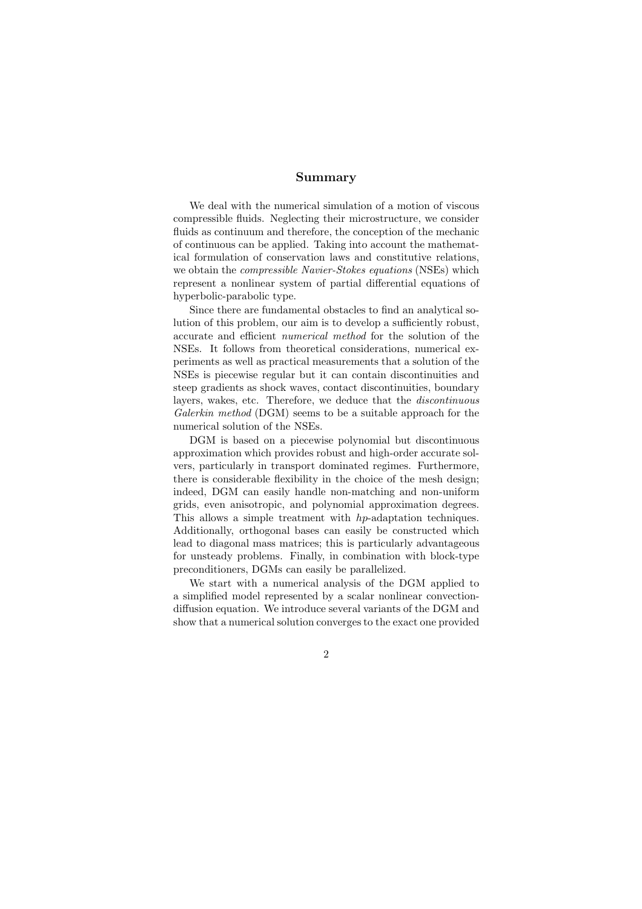## Summary

We deal with the numerical simulation of a motion of viscous compressible fluids. Neglecting their microstructure, we consider fluids as continuum and therefore, the conception of the mechanic of continuous can be applied. Taking into account the mathematical formulation of conservation laws and constitutive relations, we obtain the *compressible Navier-Stokes equations* (NSEs) which represent a nonlinear system of partial differential equations of hyperbolic-parabolic type.

Since there are fundamental obstacles to find an analytical solution of this problem, our aim is to develop a sufficiently robust, accurate and efficient *numerical method* for the solution of the NSEs. It follows from theoretical considerations, numerical experiments as well as practical measurements that a solution of the NSEs is piecewise regular but it can contain discontinuities and steep gradients as shock waves, contact discontinuities, boundary layers, wakes, etc. Therefore, we deduce that the *discontinuous Galerkin method* (DGM) seems to be a suitable approach for the numerical solution of the NSEs.

DGM is based on a piecewise polynomial but discontinuous approximation which provides robust and high-order accurate solvers, particularly in transport dominated regimes. Furthermore, there is considerable flexibility in the choice of the mesh design; indeed, DGM can easily handle non-matching and non-uniform grids, even anisotropic, and polynomial approximation degrees. This allows a simple treatment with *hp*-adaptation techniques. Additionally, orthogonal bases can easily be constructed which lead to diagonal mass matrices; this is particularly advantageous for unsteady problems. Finally, in combination with block-type preconditioners, DGMs can easily be parallelized.

We start with a numerical analysis of the DGM applied to a simplified model represented by a scalar nonlinear convection-diffusion equation. We introduce several variants of the DGM and show that a numerical solution converges to the exact one provided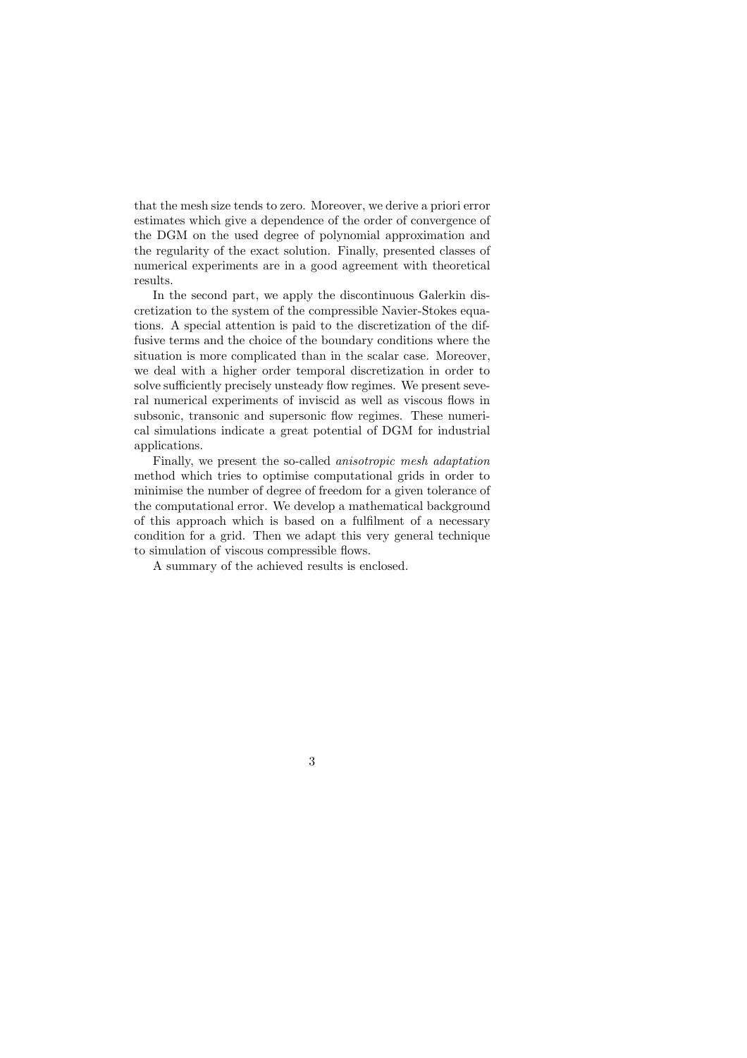that the mesh size tends to zero. Moreover, we derive a priori error estimates which give a dependence of the order of convergence of the DGM on the used degree of polynomial approximation and the regularity of the exact solution. Finally, presented classes of numerical experiments are in a good agreement with theoretical results.

In the second part, we apply the discontinuous Galerkin discretization to the system of the compressible Navier-Stokes equations. A special attention is paid to the discretization of the diffusive terms and the choice of the boundary conditions where the situation is more complicated than in the scalar case. Moreover, we deal with a higher order temporal discretization in order to solve sufficiently precisely unsteady flow regimes. We present several numerical experiments of inviscid as well as viscous flows in subsonic, transonic and supersonic flow regimes. These numerical simulations indicate a great potential of DGM for industrial applications.

Finally, we present the so-called *anisotropic mesh adaptation* method which tries to optimise computational grids in order to minimise the number of degree of freedom for a given tolerance of the computational error. We develop a mathematical background of this approach which is based on a fulfilment of a necessary condition for a grid. Then we adapt this very general technique to simulation of viscous compressible flows.

A summary of the achieved results is enclosed.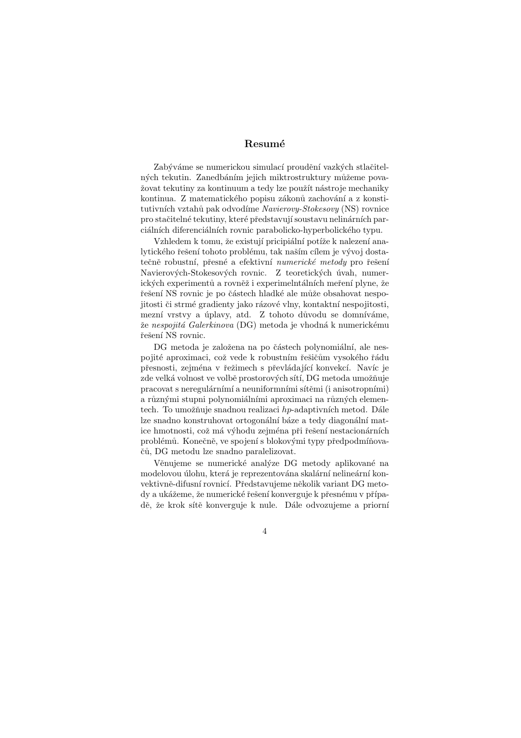## Resumé

Zabýváme se numerickou simulací proudění vazkých stlačitelných tekutin. Zanedbáním jejich miktrostruktury můžeme považovat tekutiny za kontinuum a tedy lze použít nástroje mechaniky kontinua. Z matematického popisu zákonů zachování a z konstitutivních vztahů pak odvodíme *Navierovy-Stokesovy* (NS) rovnice pro stačitelné tekutiny, které představují soustavu nelinárních parciálních diferenciálních rovnic parabolicko-hyperbolického typu.

Vzhledem k tomu, že existují pricipiální potíže k nalezení analytického řešení tohoto problému, tak naším cílem je vývoj dostatečně robustní, přesné a efektivní *numerické metody* pro řešení Navierových-Stokesových rovnic. Z teoretických úvah, numerických experimentů a rovněž i experimelntálních meření plyne, že řešení NS rovnic je po částech hladké ale může obsahovat nespojitosti či strmé gradienty jako rázové vlny, kontaktní nespojitosti, mezní vrstvy a úplavy, atd. Z tohoto důvodu se domníváme, že *nespojitá Galerkinova* (DG) metoda je vhodná k numerickému řešení NS rovnic.

DG metoda je založena na po částech polynomiální, ale nespojité aproximaci, což vede k robustním řešičům vysokého řádu přesnosti, zejména v režimech s převládající konvekcí. Navíc je zde velká volnost ve volbě prostorových sítí, DG metoda umožňuje pracovat s neregulárnímí a neuniformními sítěmi (i anisotropními) a různými stupni polynomiálními aproximaci na různých elementech. To umožňuje snadnou realizaci *hp*-adaptivních metod. Dále lze snadno konstruhovat ortogonální báze a tedy diagonální matice hmotnosti, což má výhodu zejména při řešení nestacionárních problémů. Konečně, ve spojení s blokovými typy předpodmíňovačů, DG metodu lze snadno paralelizovat.

Věnujeme se numerické analýze DG metody aplikované na modelovou úlohu, která je reprezentována skalární nelineární konvektivně-difusní rovnicí. Představujeme několik variant DG metody a ukážeme, že numerické řešení konverguje k přesnému v případě, že krok sítě konverguje k nule. Dále odvozujeme a priorní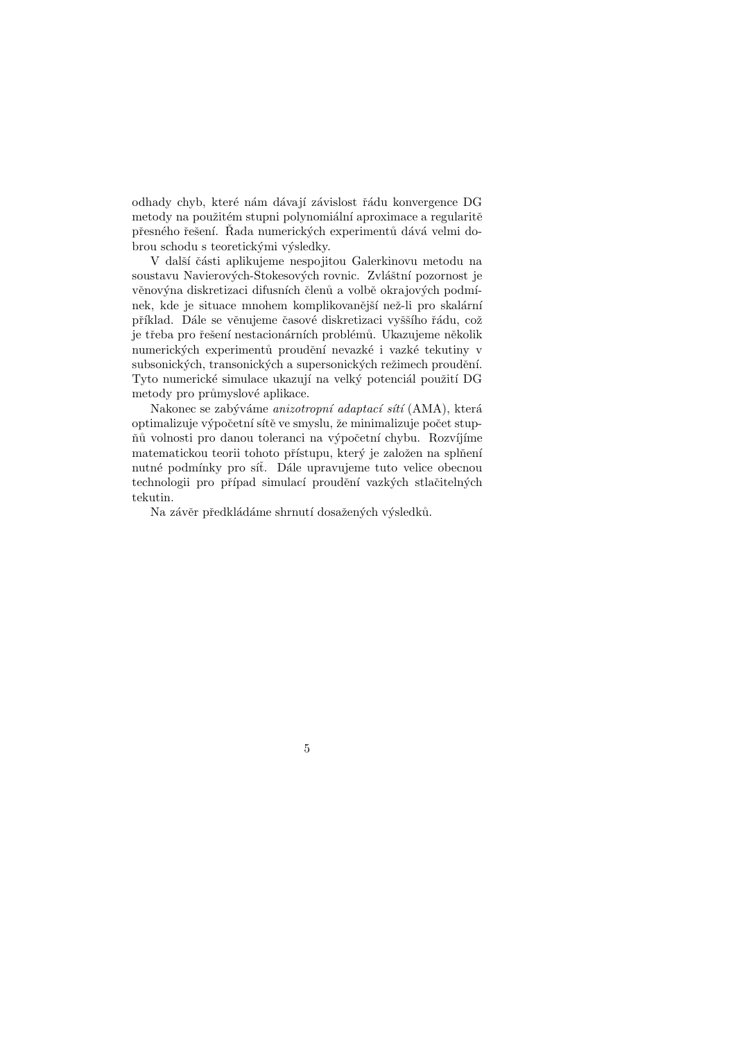odhady chyb, které nám dávají závislost řádu konvergence DG metody na použitém stupni polynomiální aproximace a regularitě přesného řešení. Řada numerických experimentů dává velmi dobrou schodu s teoretickými výsledky.

V další části aplikujeme nespojitou Galerkinovu metodu na soustavu Navierových-Stokesových rovnic. Zvláštní pozornost je věnovýna diskretizaci difusních členů a volbě okrajových podmínek, kde je situace mnohem komplikovanější než-li pro skalární příklad. Dále se věnujeme časové diskretizaci vyššího řádu, což je třeba pro řešení nestacionárních problémů. Ukazujeme několik numerických experimentů proudění nevazké i vazké tekutiny v subsonických, transonických a supersonických režimech proudění. Tyto numerické simulace ukazují na velký potenciál použití DG metody pro průmyslové aplikace.

Nakonec se zabýváme *anizotropní adaptací sítí* (AMA), která optimalizuje výpočetní sítě ve smyslu, že minimalizuje počet stupňů volnosti pro danou toleranci na výpočetní chybu. Rozvíjíme matematickou teorii tohoto přístupu, který je založen na splnění nutné podmínky pro síť. Dále upravujeme tuto velice obecnou technologii pro případ simulací proudění vazkých stlačitelných tekutin.

Na závěr předkládáme shrnutí dosažených výsledků.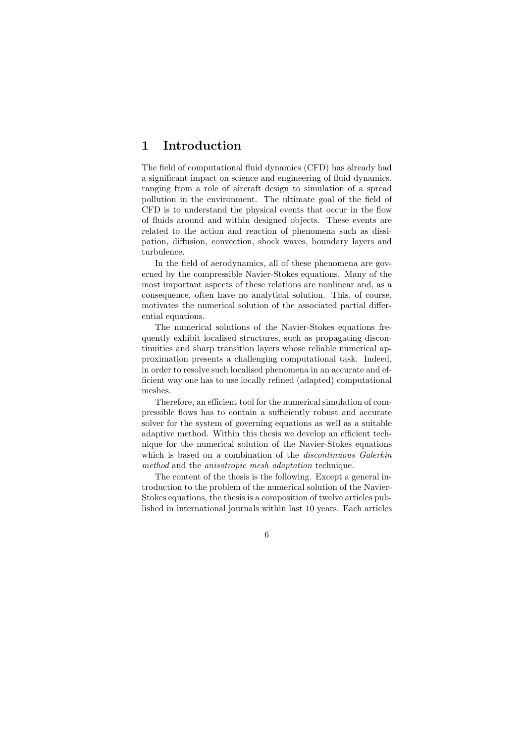# 1 Introduction

The field of computational fluid dynamics (CFD) has already had a significant impact on science and engineering of fluid dynamics, ranging from a role of aircraft design to simulation of a spread pollution in the environment. The ultimate goal of the field of CFD is to understand the physical events that occur in the flow of fluids around and within designed objects. These events are related to the action and reaction of phenomena such as dissipation, diffusion, convection, shock waves, boundary layers and turbulence.

In the field of aerodynamics, all of these phenomena are governed by the compressible Navier-Stokes equations. Many of the most important aspects of these relations are nonlinear and, as a consequence, often have no analytical solution. This, of course, motivates the numerical solution of the associated partial differential equations.

The numerical solutions of the Navier-Stokes equations frequently exhibit localised structures, such as propagating discontinuities and sharp transition layers whose reliable numerical approximation presents a challenging computational task. Indeed, in order to resolve such localised phenomena in an accurate and efficient way one has to use locally refined (adapted) computational meshes.

Therefore, an efficient tool for the numerical simulation of compressible flows has to contain a sufficiently robust and accurate solver for the system of governing equations as well as a suitable adaptive method. Within this thesis we develop an efficient technique for the numerical solution of the Navier-Stokes equations which is based on a combination of the *discontinuous Galerkin method* and the *anisotropic mesh adaptation* technique.

The content of the thesis is the following. Except a general introduction to the problem of the numerical solution of the Navier-Stokes equations, the thesis is a composition of twelve articles published in international journals within last 10 years. Each articles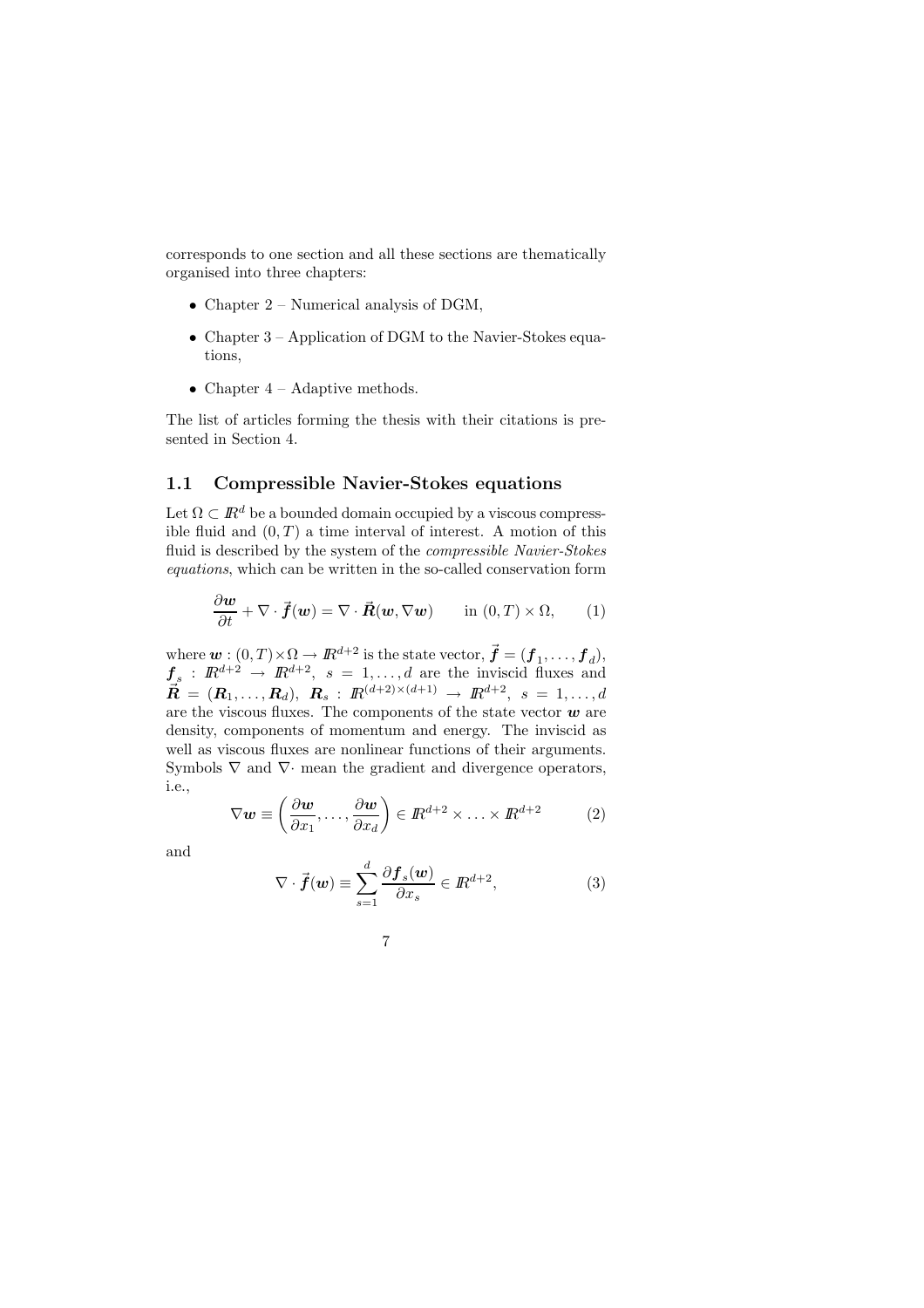corresponds to one section and all these sections are thematically organised into three chapters:

- Chapter 2 – Numerical analysis of DGM,
- Chapter 3 – Application of DGM to the Navier-Stokes equations,
- Chapter 4 – Adaptive methods.

The list of articles forming the thesis with their citations is presented in Section 4.

## 1.1 Compressible Navier-Stokes equations

Let $\Omega \subset \mathbb{R}^d$ be a bounded domain occupied by a viscous compressible fluid and $(0,T)$ a time interval of interest. A motion of this fluid is described by the system of the *compressible Navier-Stokes equations*, which can be written in the so-called conservation form

$$\frac{\partial \boldsymbol{w}}{\partial t} + \nabla \cdot \vec{\boldsymbol{f}}(\boldsymbol{w}) = \nabla \cdot \vec{\boldsymbol{R}}(\boldsymbol{w}, \nabla \boldsymbol{w}) \qquad \text{in } (0,T) \times \Omega, \tag{1}$$

where $\boldsymbol{w} : (0,T)\times\Omega \to \mathbb{R}^{d+2}$ is the state vector, $\vec{\boldsymbol{f}} = (\boldsymbol{f}_1, \ldots, \boldsymbol{f}_d)$, $\boldsymbol{f}_s : \mathbb{R}^{d+2} \to \mathbb{R}^{d+2}$, $s = 1, \ldots, d$ are the inviscid fluxes and $\vec{\boldsymbol{R}} = (\boldsymbol{R}_1, \ldots, \boldsymbol{R}_d)$, $\boldsymbol{R}_s : \mathbb{R}^{(d+2)\times(d+1)} \to \mathbb{R}^{d+2}$, $s = 1, \ldots, d$ are the viscous fluxes. The components of the state vector $\boldsymbol{w}$ are density, components of momentum and energy. The inviscid as well as viscous fluxes are nonlinear functions of their arguments. Symbols $\nabla$ and $\nabla \cdot$ mean the gradient and divergence operators, i.e.,

$$\nabla \boldsymbol{w} \equiv \left( \frac{\partial \boldsymbol{w}}{\partial x_1}, \ldots, \frac{\partial \boldsymbol{w}}{\partial x_d} \right) \in \mathbb{R}^{d+2} \times \ldots \times \mathbb{R}^{d+2} \tag{2}$$

and

$$\nabla \cdot \vec{\boldsymbol{f}}(\boldsymbol{w}) \equiv \sum_{s=1}^{d} \frac{\partial \boldsymbol{f}_s(\boldsymbol{w})}{\partial x_s} \in \mathbb{R}^{d+2}, \tag{3}$$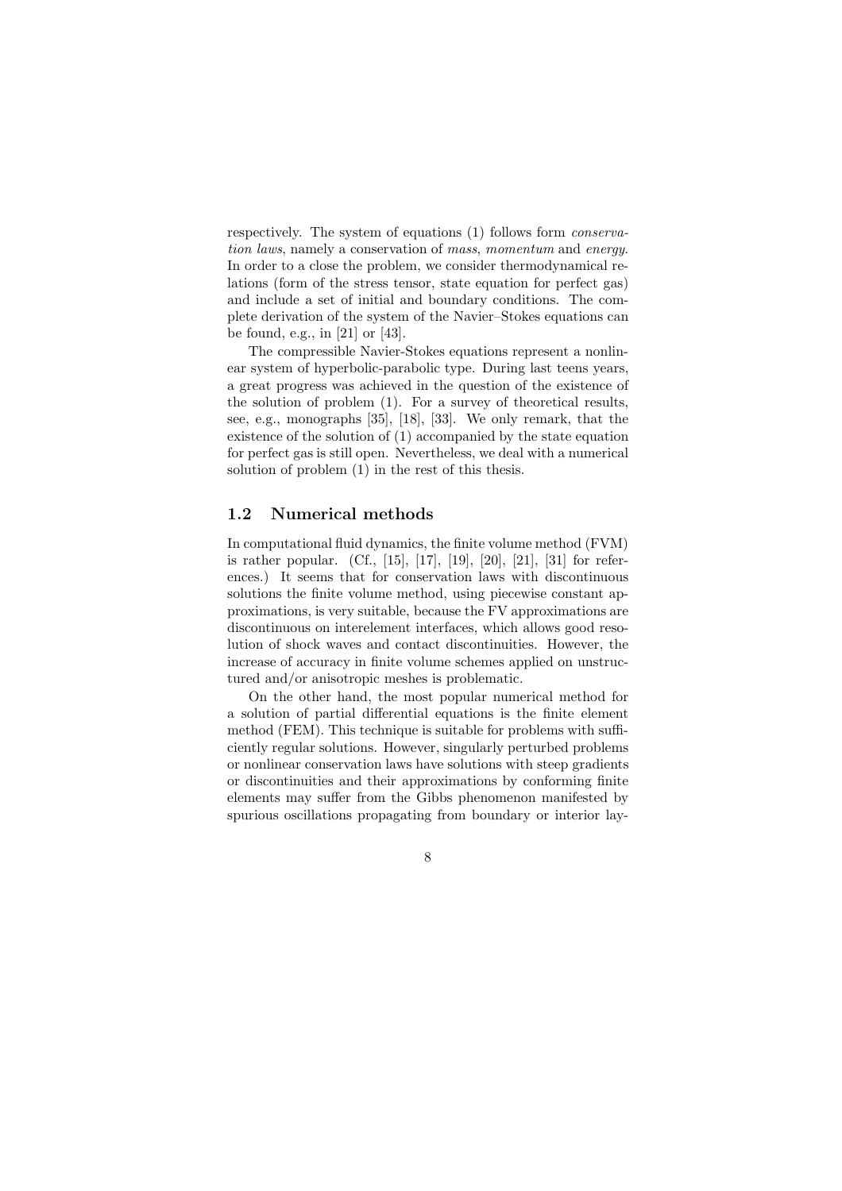respectively. The system of equations (1) follows form *conservation laws*, namely a conservation of *mass*, *momentum* and *energy*. In order to a close the problem, we consider thermodynamical relations (form of the stress tensor, state equation for perfect gas) and include a set of initial and boundary conditions. The complete derivation of the system of the Navier–Stokes equations can be found, e.g., in [21] or [43].

The compressible Navier-Stokes equations represent a nonlinear system of hyperbolic-parabolic type. During last teens years, a great progress was achieved in the question of the existence of the solution of problem (1). For a survey of theoretical results, see, e.g., monographs [35], [18], [33]. We only remark, that the existence of the solution of (1) accompanied by the state equation for perfect gas is still open. Nevertheless, we deal with a numerical solution of problem (1) in the rest of this thesis.

## 1.2 Numerical methods

In computational fluid dynamics, the finite volume method (FVM) is rather popular. (Cf., [15], [17], [19], [20], [21], [31] for references.) It seems that for conservation laws with discontinuous solutions the finite volume method, using piecewise constant approximations, is very suitable, because the FV approximations are discontinuous on interelement interfaces, which allows good resolution of shock waves and contact discontinuities. However, the increase of accuracy in finite volume schemes applied on unstructured and/or anisotropic meshes is problematic.

On the other hand, the most popular numerical method for a solution of partial differential equations is the finite element method (FEM). This technique is suitable for problems with sufficiently regular solutions. However, singularly perturbed problems or nonlinear conservation laws have solutions with steep gradients or discontinuities and their approximations by conforming finite elements may suffer from the Gibbs phenomenon manifested by spurious oscillations propagating from boundary or interior lay-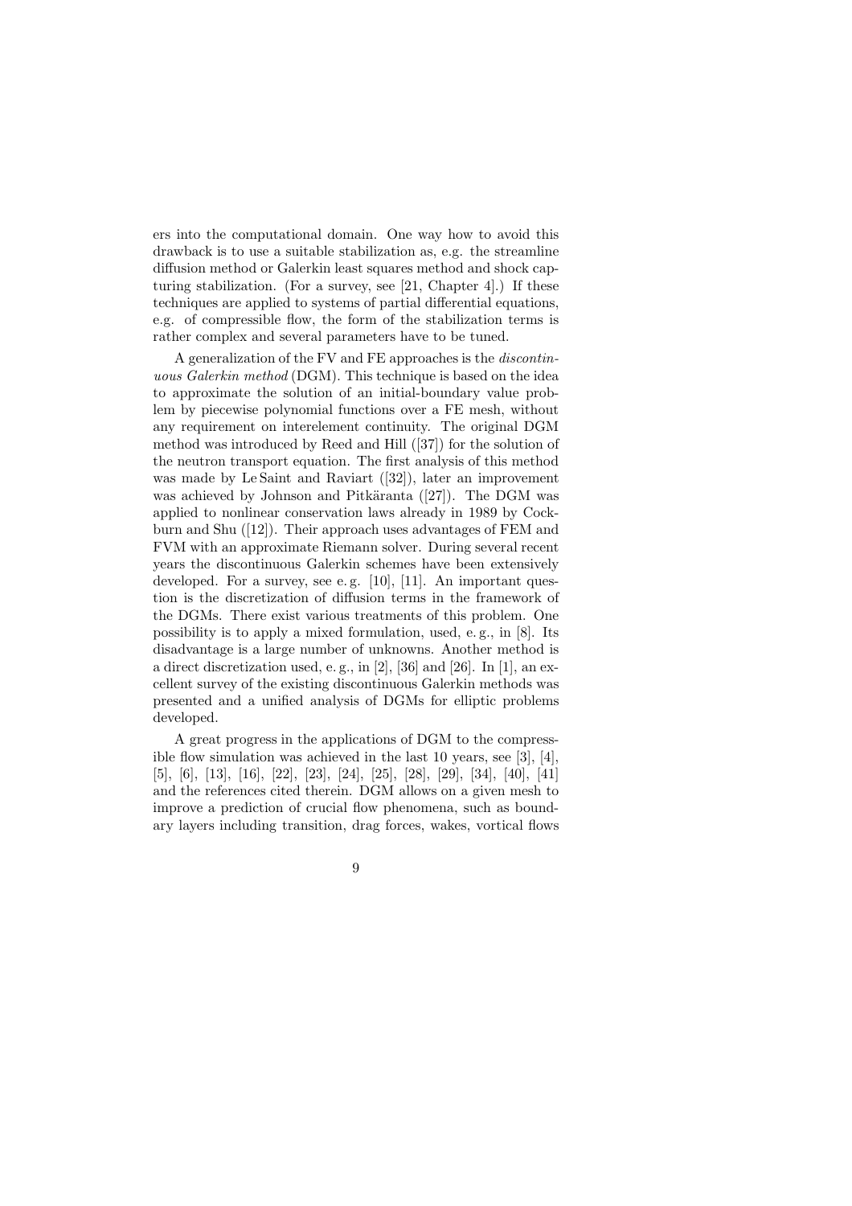ers into the computational domain. One way how to avoid this drawback is to use a suitable stabilization as, e.g. the streamline diffusion method or Galerkin least squares method and shock capturing stabilization. (For a survey, see [21, Chapter 4].) If these techniques are applied to systems of partial differential equations, e.g. of compressible flow, the form of the stabilization terms is rather complex and several parameters have to be tuned.

A generalization of the FV and FE approaches is the *discontinuous Galerkin method* (DGM). This technique is based on the idea to approximate the solution of an initial-boundary value problem by piecewise polynomial functions over a FE mesh, without any requirement on interelement continuity. The original DGM method was introduced by Reed and Hill ([37]) for the solution of the neutron transport equation. The first analysis of this method was made by Le Saint and Raviart ([32]), later an improvement was achieved by Johnson and Pitkäranta ([27]). The DGM was applied to nonlinear conservation laws already in 1989 by Cockburn and Shu ([12]). Their approach uses advantages of FEM and FVM with an approximate Riemann solver. During several recent years the discontinuous Galerkin schemes have been extensively developed. For a survey, see e. g. [10], [11]. An important question is the discretization of diffusion terms in the framework of the DGMs. There exist various treatments of this problem. One possibility is to apply a mixed formulation, used, e. g., in [8]. Its disadvantage is a large number of unknowns. Another method is a direct discretization used, e. g., in [2], [36] and [26]. In [1], an excellent survey of the existing discontinuous Galerkin methods was presented and a unified analysis of DGMs for elliptic problems developed.

A great progress in the applications of DGM to the compressible flow simulation was achieved in the last 10 years, see [3], [4], [5], [6], [13], [16], [22], [23], [24], [25], [28], [29], [34], [40], [41] and the references cited therein. DGM allows on a given mesh to improve a prediction of crucial flow phenomena, such as boundary layers including transition, drag forces, wakes, vortical flows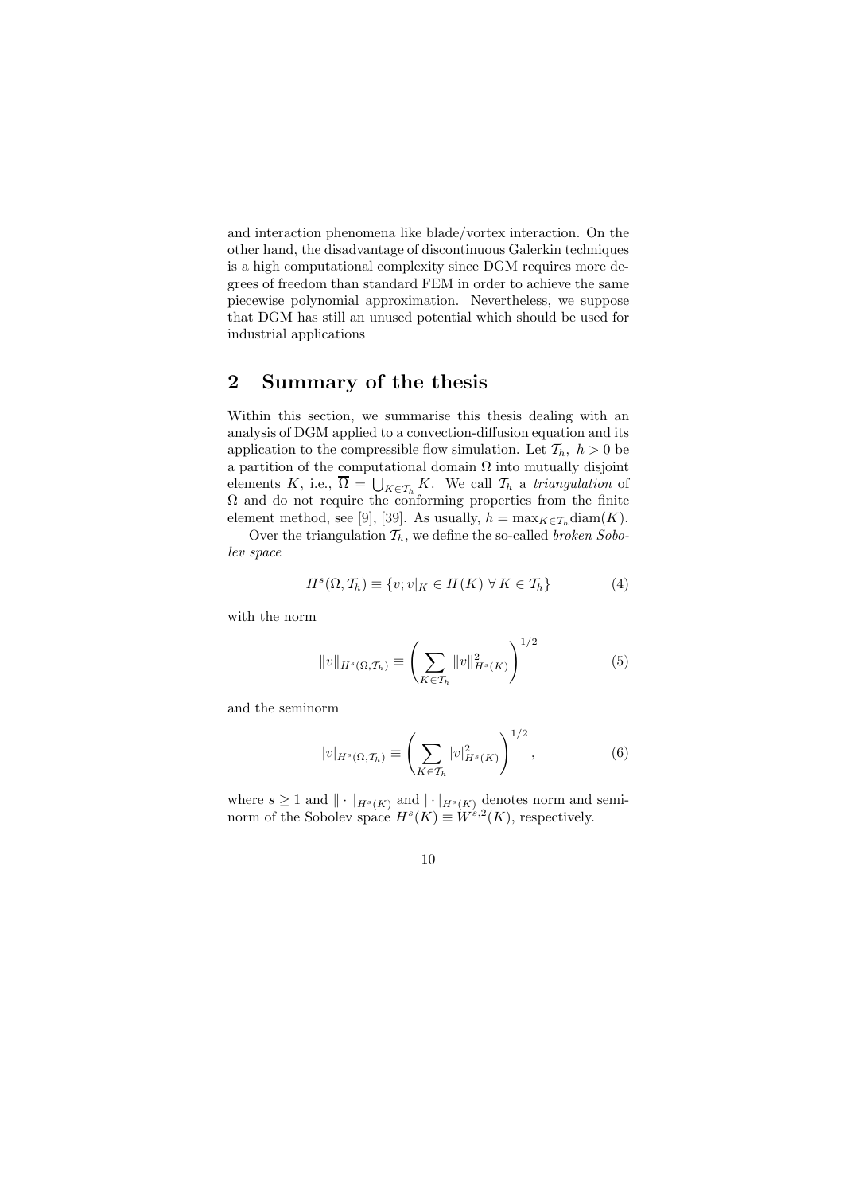and interaction phenomena like blade/vortex interaction. On the other hand, the disadvantage of discontinuous Galerkin techniques is a high computational complexity since DGM requires more degrees of freedom than standard FEM in order to achieve the same piecewise polynomial approximation. Nevertheless, we suppose that DGM has still an unused potential which should be used for industrial applications

## 2 Summary of the thesis

Within this section, we summarise this thesis dealing with an analysis of DGM applied to a convection-diffusion equation and its application to the compressible flow simulation. Let $\mathcal{T}_h,\ h > 0$ be a partition of the computational domain $\Omega$ into mutually disjoint elements $K$, i.e., $\overline{\Omega} = \bigcup_{K \in \mathcal{T}_h} K$. We call $\mathcal{T}_h$ a *triangulation* of $\Omega$ and do not require the conforming properties from the finite element method, see [9], [39]. As usually, $h = \max_{K \in \mathcal{T}_h} \text{diam}(K)$.

Over the triangulation $\mathcal{T}_h$, we define the so-called *broken Sobolev space*

$$H^s(\Omega, \mathcal{T}_h) \equiv \{v; v|_K \in H(K)\ \forall\, K \in \mathcal{T}_h\} \tag{4}$$

with the norm

$$\|v\|_{H^s(\Omega,\mathcal{T}_h)} \equiv \left( \sum_{K \in \mathcal{T}_h} \|v\|^2_{H^s(K)} \right)^{1/2} \tag{5}$$

and the seminorm

$$|v|_{H^s(\Omega,\mathcal{T}_h)} \equiv \left( \sum_{K \in \mathcal{T}_h} |v|^2_{H^s(K)} \right)^{1/2}, \tag{6}$$

where $s \geq 1$ and $\|\cdot\|_{H^s(K)}$ and $|\cdot|_{H^s(K)}$ denotes norm and seminorm of the Sobolev space $H^s(K) \equiv W^{s,2}(K)$, respectively.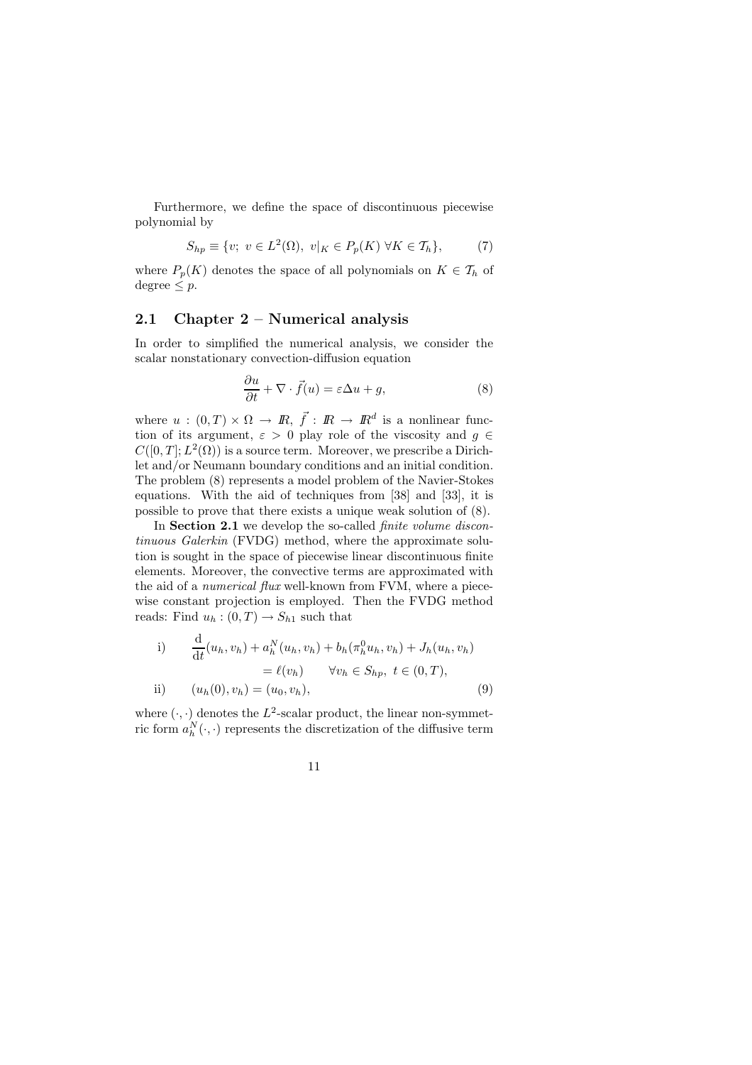Furthermore, we define the space of discontinuous piecewise polynomial by

$$S_{hp} \equiv \{v;\ v \in L^2(\Omega),\ v|_K \in P_p(K)\ \forall K \in \mathcal{T}_h\}, \tag{7}$$

where $P_p(K)$ denotes the space of all polynomials on $K \in \mathcal{T}_h$ of degree $\leq p$.

## 2.1 Chapter 2 – Numerical analysis

In order to simplified the numerical analysis, we consider the scalar nonstationary convection-diffusion equation

$$\frac{\partial u}{\partial t} + \nabla \cdot \vec{f}(u) = \varepsilon \Delta u + g, \tag{8}$$

where $u : (0,T) \times \Omega \to I\!R$, $\vec{f} : I\!R \to I\!R^d$ is a nonlinear function of its argument, $\varepsilon > 0$ play role of the viscosity and $g \in C([0,T]; L^2(\Omega))$ is a source term. Moreover, we prescribe a Dirichlet and/or Neumann boundary conditions and an initial condition. The problem (8) represents a model problem of the Navier-Stokes equations. With the aid of techniques from [38] and [33], it is possible to prove that there exists a unique weak solution of (8).

In **Section 2.1** we develop the so-called *finite volume discontinuous Galerkin* (FVDG) method, where the approximate solution is sought in the space of piecewise linear discontinuous finite elements. Moreover, the convective terms are approximated with the aid of a *numerical flux* well-known from FVM, where a piecewise constant projection is employed. Then the FVDG method reads: Find $u_h : (0,T) \to S_{h1}$ such that

$$\begin{aligned}
\text{i)} \qquad & \frac{\mathrm{d}}{\mathrm{d}t}(u_h, v_h) + a_h^N(u_h, v_h) + b_h(\pi_h^0 u_h, v_h) + J_h(u_h, v_h) \\
& \qquad\qquad = \ell(v_h) \qquad \forall v_h \in S_{hp},\ t \in (0,T), \\
\text{ii)} \qquad & (u_h(0), v_h) = (u_0, v_h),
\end{aligned} \tag{9}$$

where $(\cdot,\cdot)$ denotes the $L^2$-scalar product, the linear non-symmetric form $a_h^N(\cdot,\cdot)$ represents the discretization of the diffusive term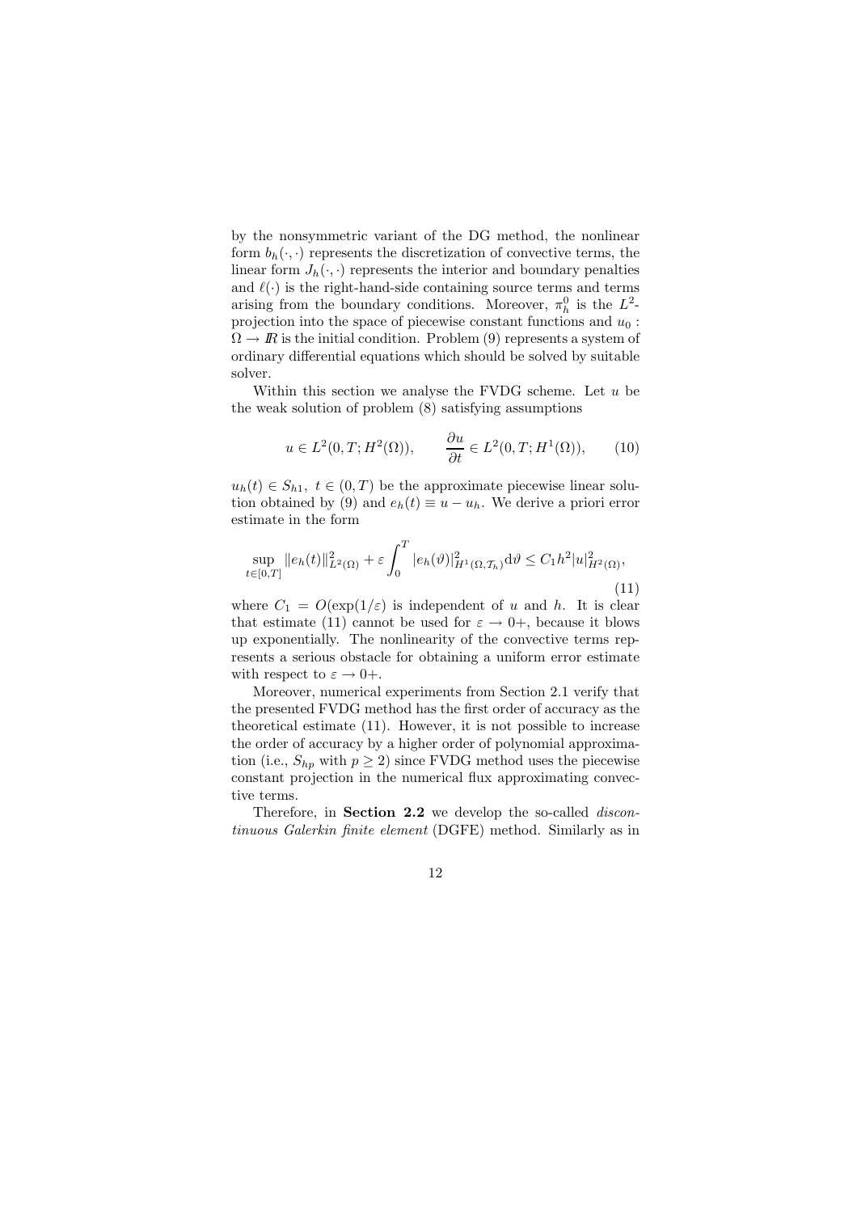by the nonsymmetric variant of the DG method, the nonlinear form $b_h(\cdot,\cdot)$ represents the discretization of convective terms, the linear form $J_h(\cdot,\cdot)$ represents the interior and boundary penalties and $\ell(\cdot)$ is the right-hand-side containing source terms and terms arising from the boundary conditions. Moreover, $\pi_h^0$ is the $L^2$-projection into the space of piecewise constant functions and $u_0 : \Omega \to I\!R$ is the initial condition. Problem (9) represents a system of ordinary differential equations which should be solved by suitable solver.

Within this section we analyse the FVDG scheme. Let $u$ be the weak solution of problem (8) satisfying assumptions

$$u \in L^2(0,T;H^2(\Omega)), \qquad \frac{\partial u}{\partial t} \in L^2(0,T;H^1(\Omega)), \tag{10}$$

$u_h(t) \in S_{h1},\ t \in (0,T)$ be the approximate piecewise linear solution obtained by (9) and $e_h(t) \equiv u - u_h$. We derive a priori error estimate in the form

$$\sup_{t\in[0,T]} \|e_h(t)\|^2_{L^2(\Omega)} + \varepsilon \int_0^T |e_h(\vartheta)|^2_{H^1(\Omega,\mathcal{T}_h)} \mathrm{d}\vartheta \le C_1 h^2 |u|^2_{H^2(\Omega)}, \tag{11}$$

where $C_1 = O(\exp(1/\varepsilon)$ is independent of $u$ and $h$. It is clear that estimate (11) cannot be used for $\varepsilon \to 0+$, because it blows up exponentially. The nonlinearity of the convective terms represents a serious obstacle for obtaining a uniform error estimate with respect to $\varepsilon \to 0+$.

Moreover, numerical experiments from Section 2.1 verify that the presented FVDG method has the first order of accuracy as the theoretical estimate (11). However, it is not possible to increase the order of accuracy by a higher order of polynomial approximation (i.e., $S_{hp}$ with $p \ge 2$) since FVDG method uses the piecewise constant projection in the numerical flux approximating convective terms.

Therefore, in **Section 2.2** we develop the so-called *discontinuous Galerkin finite element* (DGFE) method. Similarly as in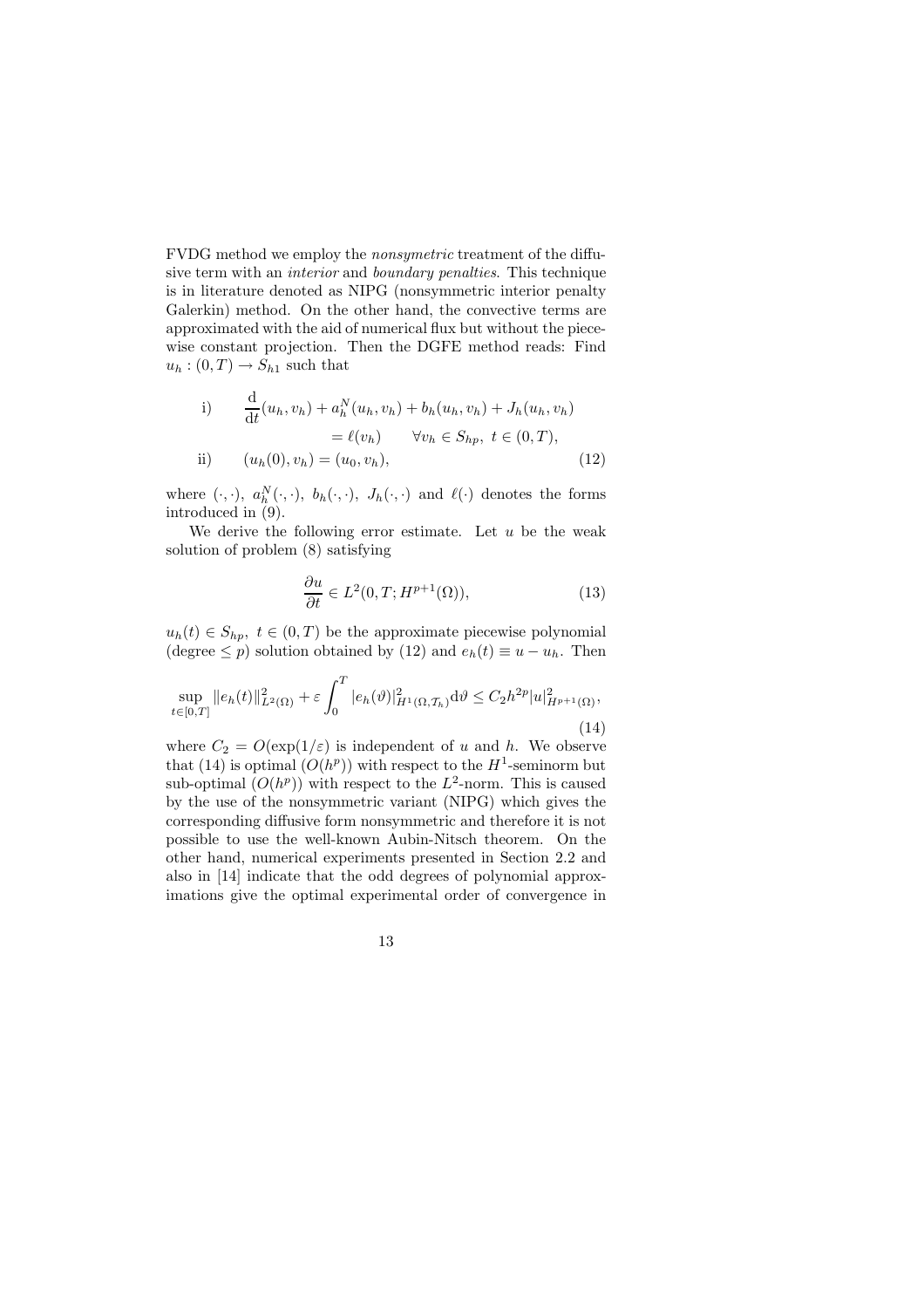FVDG method we employ the *nonsymmetric* treatment of the diffusive term with an *interior* and *boundary penalties*. This technique is in literature denoted as NIPG (nonsymmetric interior penalty Galerkin) method. On the other hand, the convective terms are approximated with the aid of numerical flux but without the piecewise constant projection. Then the DGFE method reads: Find $u_h : (0,T) \to S_{h1}$ such that

$$
\begin{aligned}
\text{i)} \qquad & \frac{\mathrm{d}}{\mathrm{d}t}(u_h, v_h) + a_h^N(u_h, v_h) + b_h(u_h, v_h) + J_h(u_h, v_h) \\
& \qquad = \ell(v_h) \qquad \forall v_h \in S_{hp},\ t \in (0,T), \\
\text{ii)} \qquad & (u_h(0), v_h) = (u_0, v_h),
\end{aligned} \tag{12}
$$

where $(\cdot,\cdot)$, $a_h^N(\cdot,\cdot)$, $b_h(\cdot,\cdot)$, $J_h(\cdot,\cdot)$ and $\ell(\cdot)$ denotes the forms introduced in (9).

We derive the following error estimate. Let $u$ be the weak solution of problem (8) satisfying

$$
\frac{\partial u}{\partial t} \in L^2(0,T; H^{p+1}(\Omega)), \tag{13}
$$

$u_h(t) \in S_{hp},\ t \in (0,T)$ be the approximate piecewise polynomial (degree $\le p$) solution obtained by (12) and $e_h(t) \equiv u - u_h$. Then

$$
\sup_{t\in[0,T]} \|e_h(t)\|^2_{L^2(\Omega)} + \varepsilon \int_0^T |e_h(\vartheta)|^2_{H^1(\Omega,\mathcal{T}_h)} \mathrm{d}\vartheta \le C_2 h^{2p} |u|^2_{H^{p+1}(\Omega)}, \tag{14}
$$

where $C_2 = O(\exp(1/\varepsilon)$ is independent of $u$ and $h$. We observe that (14) is optimal ($O(h^p)$) with respect to the $H^1$-seminorm but sub-optimal ($O(h^p)$) with respect to the $L^2$-norm. This is caused by the use of the nonsymmetric variant (NIPG) which gives the corresponding diffusive form nonsymmetric and therefore it is not possible to use the well-known Aubin-Nitsch theorem. On the other hand, numerical experiments presented in Section 2.2 and also in [14] indicate that the odd degrees of polynomial approximations give the optimal experimental order of convergence in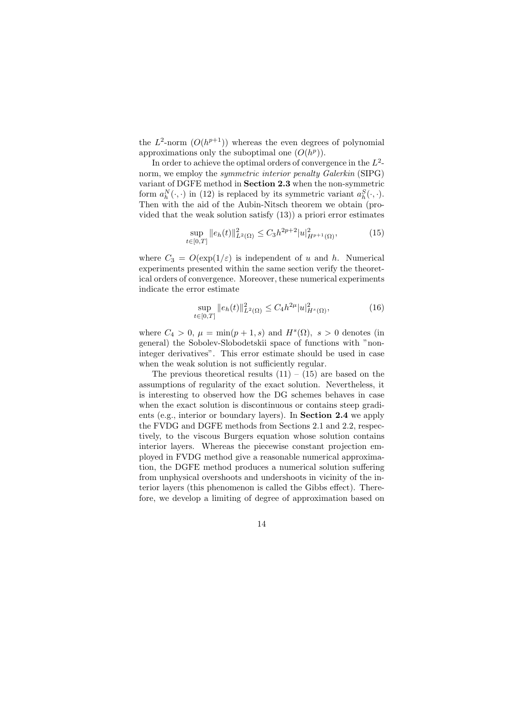the $L^2$-norm ($O(h^{p+1})$) whereas the even degrees of polynomial approximations only the suboptimal one ($O(h^p)$).

In order to achieve the optimal orders of convergence in the $L^2$-norm, we employ the *symmetric interior penalty Galerkin* (SIPG) variant of DGFE method in **Section 2.3** when the non-symmetric form $a_h^N(\cdot,\cdot)$ in (12) is replaced by its symmetric variant $a_h^S(\cdot,\cdot)$. Then with the aid of the Aubin-Nitsch theorem we obtain (provided that the weak solution satisfy (13)) a priori error estimates

$$\sup_{t\in[0,T]} \|e_h(t)\|^2_{L^2(\Omega)} \leq C_3 h^{2p+2} |u|^2_{H^{p+1}(\Omega)}, \tag{15}$$

where $C_3 = O(\exp(1/\varepsilon)$ is independent of $u$ and $h$. Numerical experiments presented within the same section verify the theoretical orders of convergence. Moreover, these numerical experiments indicate the error estimate

$$\sup_{t\in[0,T]} \|e_h(t)\|^2_{L^2(\Omega)} \leq C_4 h^{2\mu} |u|^2_{H^s(\Omega)}, \tag{16}$$

where $C_4 > 0$, $\mu = \min(p+1, s)$ and $H^s(\Omega)$, $s > 0$ denotes (in general) the Sobolev-Slobodetskii space of functions with "non-integer derivatives". This error estimate should be used in case when the weak solution is not sufficiently regular.

The previous theoretical results (11) – (15) are based on the assumptions of regularity of the exact solution. Nevertheless, it is interesting to observed how the DG schemes behaves in case when the exact solution is discontinuous or contains steep gradients (e.g., interior or boundary layers). In **Section 2.4** we apply the FVDG and DGFE methods from Sections 2.1 and 2.2, respectively, to the viscous Burgers equation whose solution contains interior layers. Whereas the piecewise constant projection employed in FVDG method give a reasonable numerical approximation, the DGFE method produces a numerical solution suffering from unphysical overshoots and undershoots in vicinity of the interior layers (this phenomenon is called the Gibbs effect). Therefore, we develop a limiting of degree of approximation based on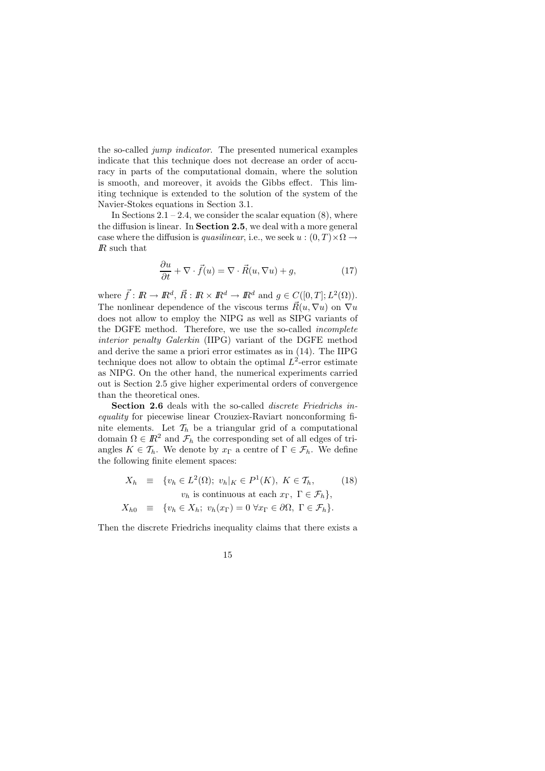the so-called *jump indicator*. The presented numerical examples indicate that this technique does not decrease an order of accuracy in parts of the computational domain, where the solution is smooth, and moreover, it avoids the Gibbs effect. This limiting technique is extended to the solution of the system of the Navier-Stokes equations in Section 3.1.

In Sections 2.1 – 2.4, we consider the scalar equation (8), where the diffusion is linear. In **Section 2.5**, we deal with a more general case where the diffusion is *quasilinear*, i.e., we seek $u : (0,T)\times\Omega \to I\!R$ such that

$$\frac{\partial u}{\partial t} + \nabla \cdot \vec{f}(u) = \nabla \cdot \vec{R}(u, \nabla u) + g, \tag{17}$$

where $\vec{f} : I\!R \to I\!R^d$, $\vec{R} : I\!R \times I\!R^d \to I\!R^d$ and $g \in C([0,T]; L^2(\Omega))$. The nonlinear dependence of the viscous terms $\vec{R}(u, \nabla u)$ on $\nabla u$ does not allow to employ the NIPG as well as SIPG variants of the DGFE method. Therefore, we use the so-called *incomplete interior penalty Galerkin* (IIPG) variant of the DGFE method and derive the same a priori error estimates as in (14). The IIPG technique does not allow to obtain the optimal $L^2$-error estimate as NIPG. On the other hand, the numerical experiments carried out is Section 2.5 give higher experimental orders of convergence than the theoretical ones.

**Section 2.6** deals with the so-called *discrete Friedrichs inequality* for piecewise linear Crouziex-Raviart nonconforming finite elements. Let $\mathcal{T}_h$ be a triangular grid of a computational domain $\Omega \in I\!R^2$ and $\mathcal{F}_h$ the corresponding set of all edges of triangles $K \in \mathcal{T}_h$. We denote by $x_\Gamma$ a centre of $\Gamma \in \mathcal{F}_h$. We define the following finite element spaces:

$$\begin{aligned} X_h &\equiv \{v_h \in L^2(\Omega);\ v_h|_K \in P^1(K),\ K \in \mathcal{T}_h, \\ &\qquad v_h \text{ is continuous at each } x_\Gamma,\ \Gamma \in \mathcal{F}_h\}, \\ X_{h0} &\equiv \{v_h \in X_h;\ v_h(x_\Gamma) = 0\ \forall x_\Gamma \in \partial\Omega,\ \Gamma \in \mathcal{F}_h\}. \end{aligned} \tag{18}$$

Then the discrete Friedrichs inequality claims that there exists a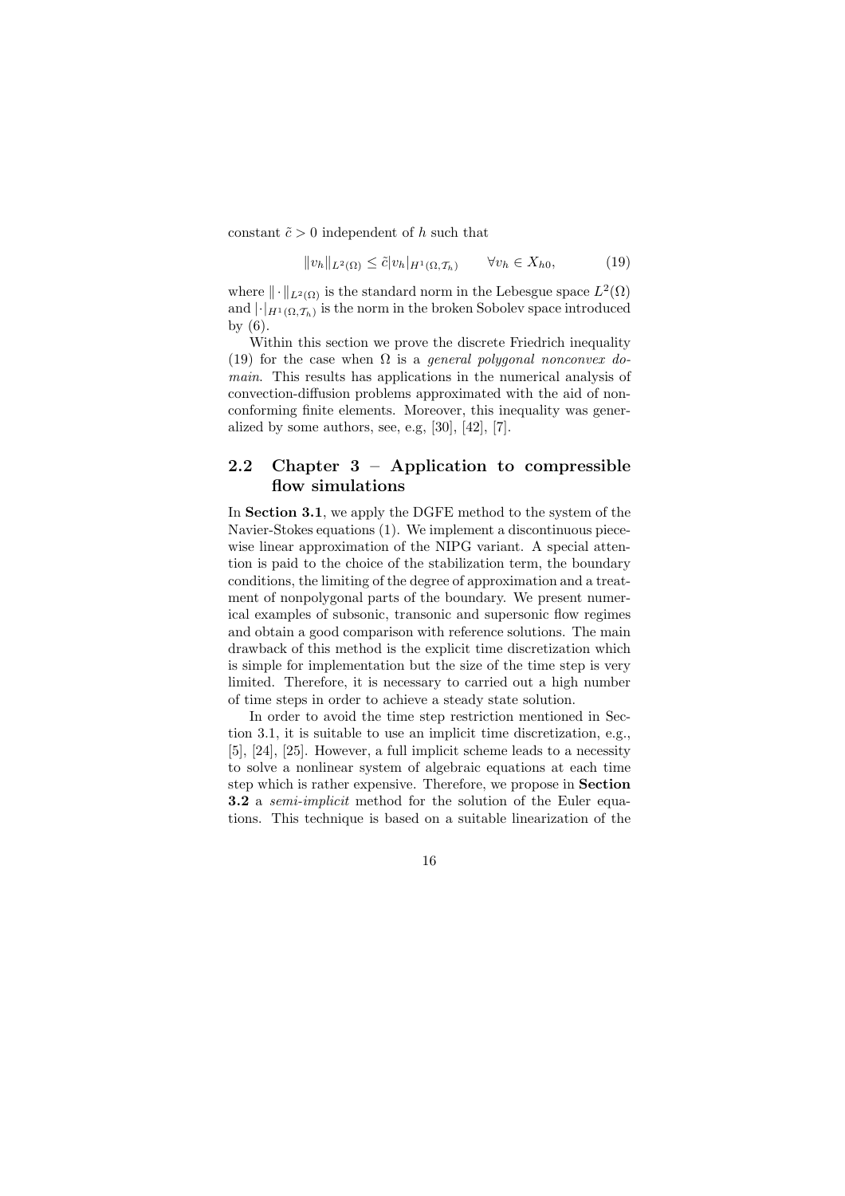constant $\tilde{c} > 0$ independent of $h$ such that

$$\|v_h\|_{L^2(\Omega)} \leq \tilde{c}|v_h|_{H^1(\Omega,\mathcal{T}_h)} \qquad \forall v_h \in X_{h0}, \tag{19}$$

where $\|\cdot\|_{L^2(\Omega)}$ is the standard norm in the Lebesgue space $L^2(\Omega)$ and $|\cdot|_{H^1(\Omega,\mathcal{T}_h)}$ is the norm in the broken Sobolev space introduced by (6).

Within this section we prove the discrete Friedrich inequality (19) for the case when $\Omega$ is a *general polygonal nonconvex domain*. This results has applications in the numerical analysis of convection-diffusion problems approximated with the aid of nonconforming finite elements. Moreover, this inequality was generalized by some authors, see, e.g, [30], [42], [7].

## 2.2 Chapter 3 – Application to compressible flow simulations

In **Section 3.1**, we apply the DGFE method to the system of the Navier-Stokes equations (1). We implement a discontinuous piecewise linear approximation of the NIPG variant. A special attention is paid to the choice of the stabilization term, the boundary conditions, the limiting of the degree of approximation and a treatment of nonpolygonal parts of the boundary. We present numerical examples of subsonic, transonic and supersonic flow regimes and obtain a good comparison with reference solutions. The main drawback of this method is the explicit time discretization which is simple for implementation but the size of the time step is very limited. Therefore, it is necessary to carried out a high number of time steps in order to achieve a steady state solution.

In order to avoid the time step restriction mentioned in Section 3.1, it is suitable to use an implicit time discretization, e.g., [5], [24], [25]. However, a full implicit scheme leads to a necessity to solve a nonlinear system of algebraic equations at each time step which is rather expensive. Therefore, we propose in **Section 3.2** a *semi-implicit* method for the solution of the Euler equations. This technique is based on a suitable linearization of the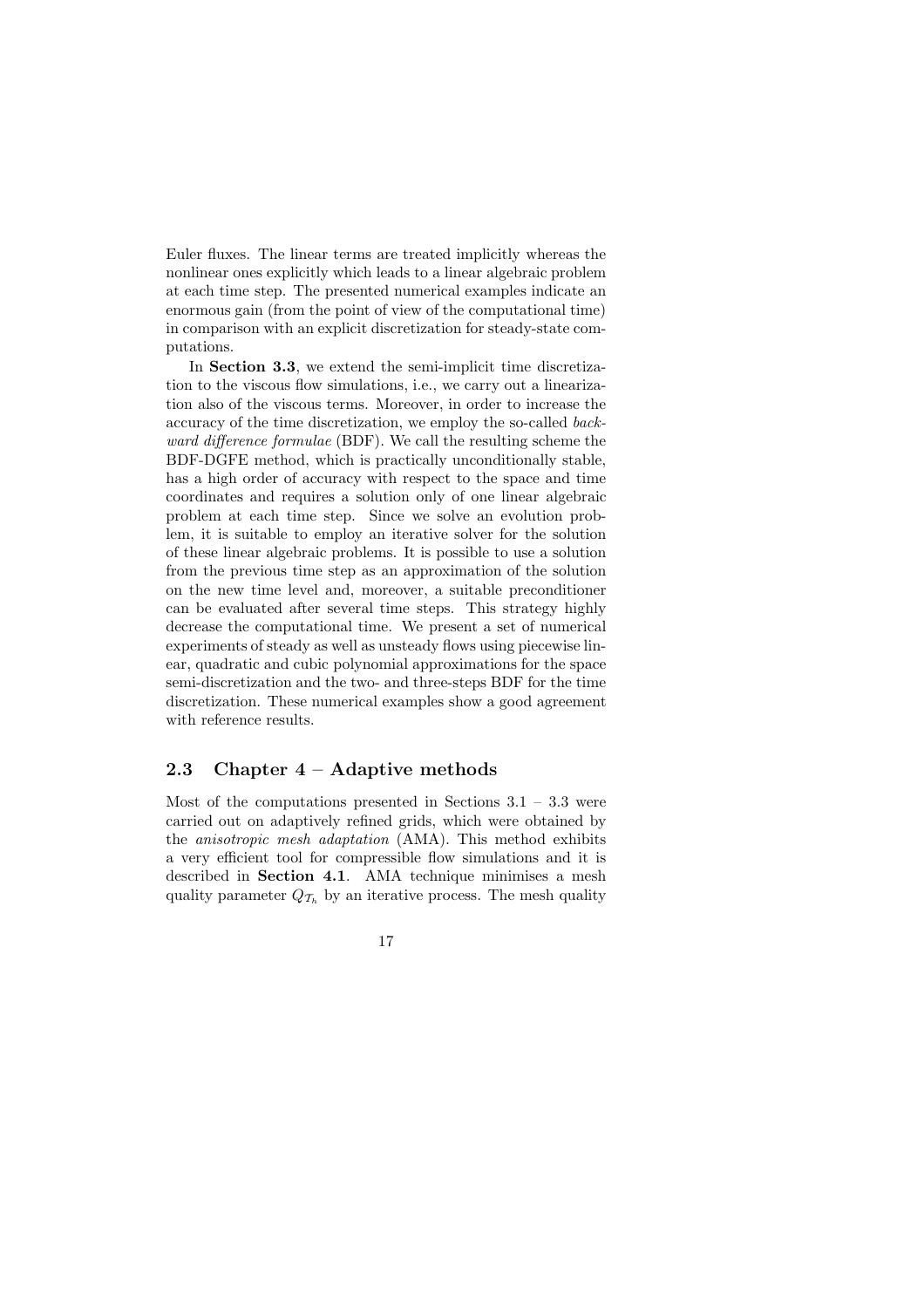Euler fluxes. The linear terms are treated implicitly whereas the nonlinear ones explicitly which leads to a linear algebraic problem at each time step. The presented numerical examples indicate an enormous gain (from the point of view of the computational time) in comparison with an explicit discretization for steady-state computations.

In **Section 3.3**, we extend the semi-implicit time discretization to the viscous flow simulations, i.e., we carry out a linearization also of the viscous terms. Moreover, in order to increase the accuracy of the time discretization, we employ the so-called *backward difference formulae* (BDF). We call the resulting scheme the BDF-DGFE method, which is practically unconditionally stable, has a high order of accuracy with respect to the space and time coordinates and requires a solution only of one linear algebraic problem at each time step. Since we solve an evolution problem, it is suitable to employ an iterative solver for the solution of these linear algebraic problems. It is possible to use a solution from the previous time step as an approximation of the solution on the new time level and, moreover, a suitable preconditioner can be evaluated after several time steps. This strategy highly decrease the computational time. We present a set of numerical experiments of steady as well as unsteady flows using piecewise linear, quadratic and cubic polynomial approximations for the space semi-discretization and the two- and three-steps BDF for the time discretization. These numerical examples show a good agreement with reference results.

## 2.3 Chapter 4 – Adaptive methods

Most of the computations presented in Sections 3.1 – 3.3 were carried out on adaptively refined grids, which were obtained by the *anisotropic mesh adaptation* (AMA). This method exhibits a very efficient tool for compressible flow simulations and it is described in **Section 4.1**. AMA technique minimises a mesh quality parameter $Q_{\mathcal{T}_h}$ by an iterative process. The mesh quality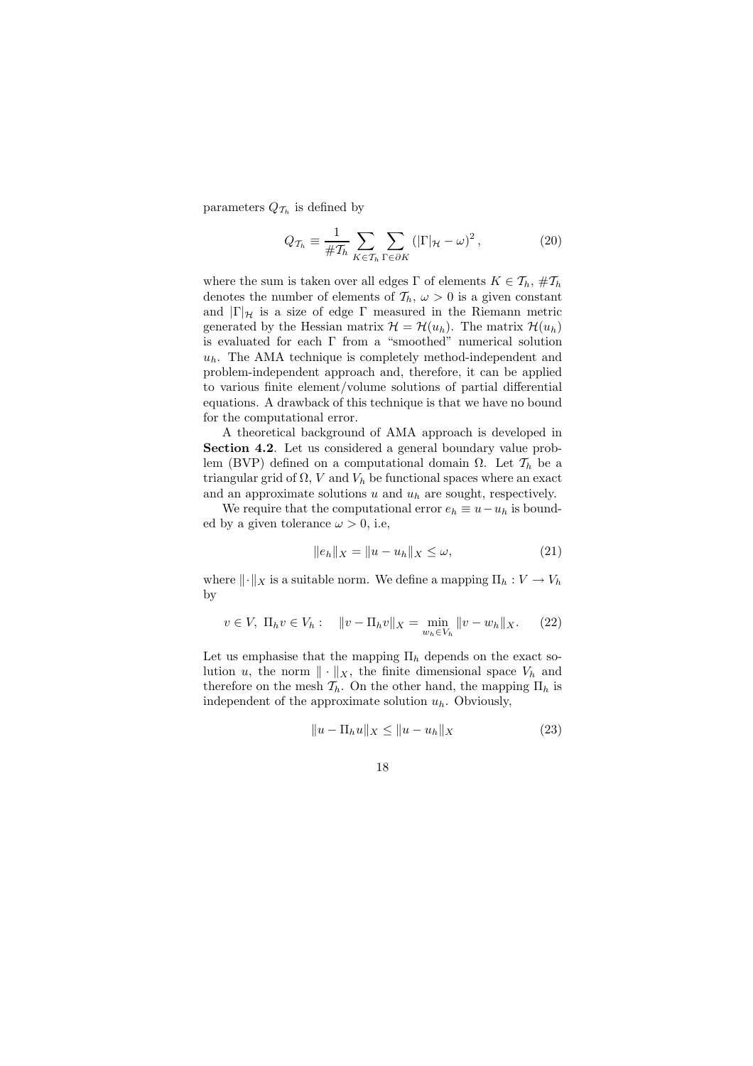parameters $Q_{\mathcal{T}_h}$ is defined by

$$Q_{\mathcal{T}_h} \equiv \frac{1}{\#\mathcal{T}_h} \sum_{K \in \mathcal{T}_h} \sum_{\Gamma \in \partial K} \left( |\Gamma|_{\mathcal{H}} - \omega \right)^2, \tag{20}$$

where the sum is taken over all edges $\Gamma$ of elements $K \in \mathcal{T}_h$, $\#\mathcal{T}_h$ denotes the number of elements of $\mathcal{T}_h$, $\omega > 0$ is a given constant and $|\Gamma|_{\mathcal{H}}$ is a size of edge $\Gamma$ measured in the Riemann metric generated by the Hessian matrix $\mathcal{H} = \mathcal{H}(u_h)$. The matrix $\mathcal{H}(u_h)$ is evaluated for each $\Gamma$ from a "smoothed" numerical solution $u_h$. The AMA technique is completely method-independent and problem-independent approach and, therefore, it can be applied to various finite element/volume solutions of partial differential equations. A drawback of this technique is that we have no bound for the computational error.

A theoretical background of AMA approach is developed in **Section 4.2**. Let us considered a general boundary value problem (BVP) defined on a computational domain $\Omega$. Let $\mathcal{T}_h$ be a triangular grid of $\Omega$, $V$ and $V_h$ be functional spaces where an exact and an approximate solutions $u$ and $u_h$ are sought, respectively.

We require that the computational error $e_h \equiv u - u_h$ is bounded by a given tolerance $\omega > 0$, i.e,

$$\|e_h\|_X = \|u - u_h\|_X \leq \omega, \tag{21}$$

where $\|\cdot\|_X$ is a suitable norm. We define a mapping $\Pi_h : V \to V_h$ by

$$v \in V,\ \Pi_h v \in V_h : \quad \|v - \Pi_h v\|_X = \min_{w_h \in V_h} \|v - w_h\|_X. \tag{22}$$

Let us emphasise that the mapping $\Pi_h$ depends on the exact solution $u$, the norm $\|\cdot\|_X$, the finite dimensional space $V_h$ and therefore on the mesh $\mathcal{T}_h$. On the other hand, the mapping $\Pi_h$ is independent of the approximate solution $u_h$. Obviously,

$$\|u - \Pi_h u\|_X \leq \|u - u_h\|_X \tag{23}$$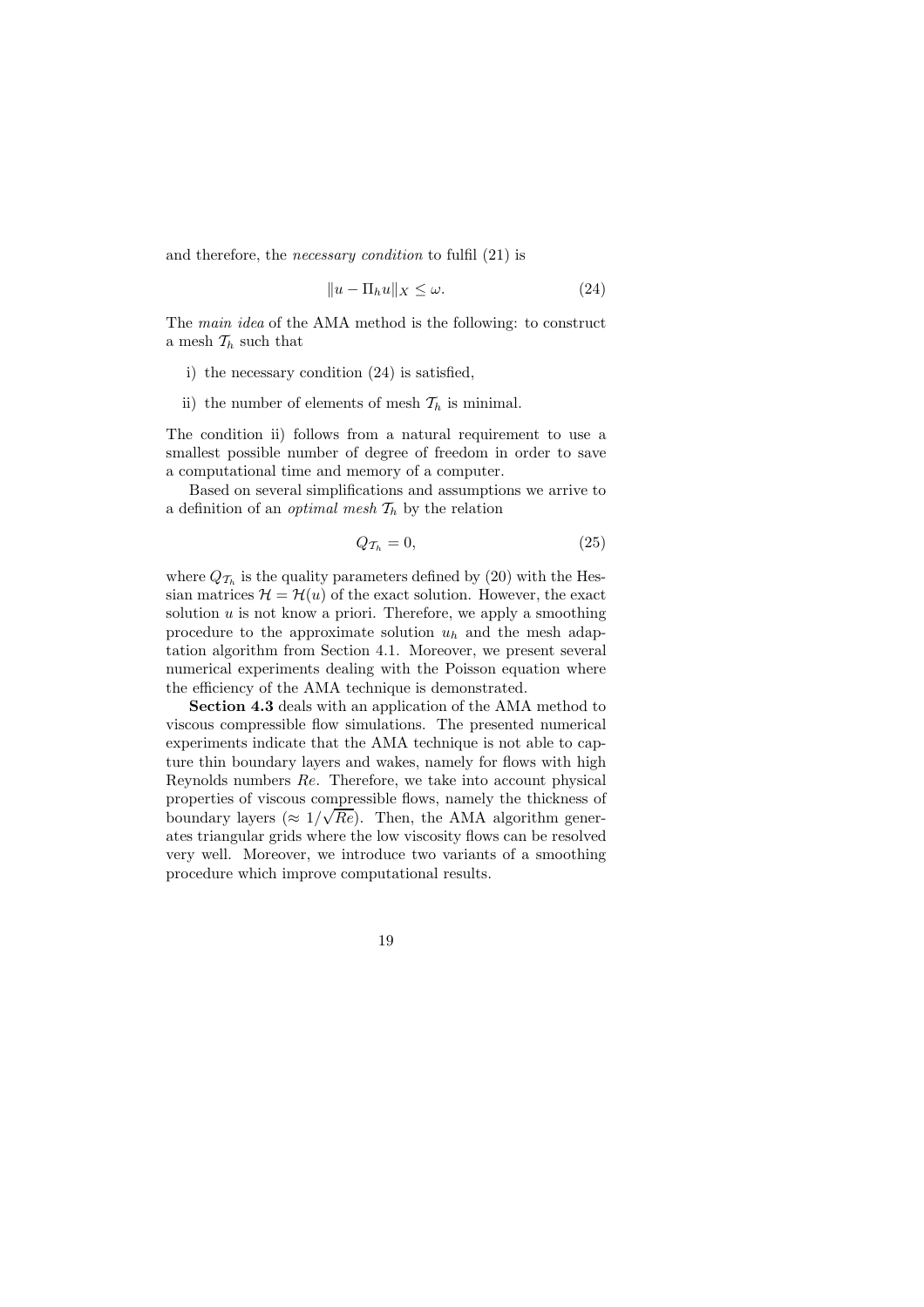and therefore, the *necessary condition* to fulfil (21) is

$$\|u - \Pi_h u\|_X \leq \omega. \tag{24}$$

The *main idea* of the AMA method is the following: to construct a mesh $\mathcal{T}_h$ such that

i) the necessary condition (24) is satisfied,

ii) the number of elements of mesh $\mathcal{T}_h$ is minimal.

The condition ii) follows from a natural requirement to use a smallest possible number of degree of freedom in order to save a computational time and memory of a computer.

Based on several simplifications and assumptions we arrive to a definition of an *optimal mesh* $\mathcal{T}_h$ by the relation

$$Q_{\mathcal{T}_h} = 0, \tag{25}$$

where $Q_{\mathcal{T}_h}$ is the quality parameters defined by (20) with the Hessian matrices $\mathcal{H} = \mathcal{H}(u)$ of the exact solution. However, the exact solution $u$ is not know a priori. Therefore, we apply a smoothing procedure to the approximate solution $u_h$ and the mesh adaptation algorithm from Section 4.1. Moreover, we present several numerical experiments dealing with the Poisson equation where the efficiency of the AMA technique is demonstrated.

**Section 4.3** deals with an application of the AMA method to viscous compressible flow simulations. The presented numerical experiments indicate that the AMA technique is not able to capture thin boundary layers and wakes, namely for flows with high Reynolds numbers $Re$. Therefore, we take into account physical properties of viscous compressible flows, namely the thickness of boundary layers ($\approx 1/\sqrt{Re}$). Then, the AMA algorithm generates triangular grids where the low viscosity flows can be resolved very well. Moreover, we introduce two variants of a smoothing procedure which improve computational results.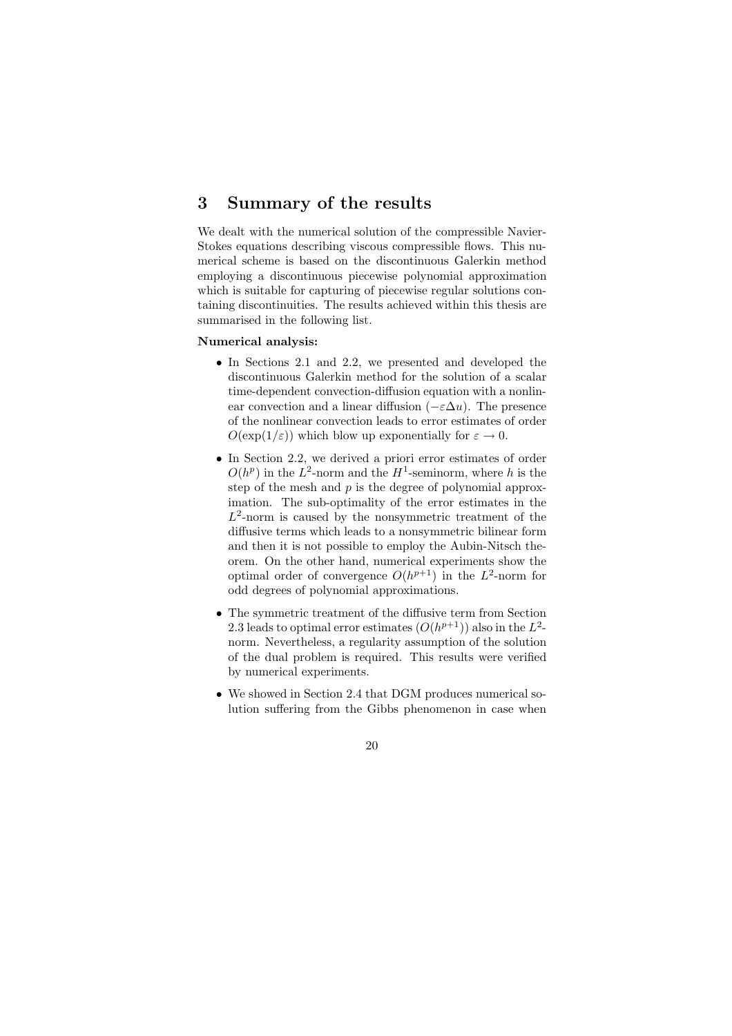# 3 Summary of the results

We dealt with the numerical solution of the compressible Navier-Stokes equations describing viscous compressible flows. This numerical scheme is based on the discontinuous Galerkin method employing a discontinuous piecewise polynomial approximation which is suitable for capturing of piecewise regular solutions containing discontinuities. The results achieved within this thesis are summarised in the following list.

**Numerical analysis:**

- In Sections 2.1 and 2.2, we presented and developed the discontinuous Galerkin method for the solution of a scalar time-dependent convection-diffusion equation with a nonlinear convection and a linear diffusion ($-\varepsilon\Delta u$). The presence of the nonlinear convection leads to error estimates of order $O(\exp(1/\varepsilon))$ which blow up exponentially for $\varepsilon \to 0$.
- In Section 2.2, we derived a priori error estimates of order $O(h^p)$ in the $L^2$-norm and the $H^1$-seminorm, where $h$ is the step of the mesh and $p$ is the degree of polynomial approximation. The sub-optimality of the error estimates in the $L^2$-norm is caused by the nonsymmetric treatment of the diffusive terms which leads to a nonsymmetric bilinear form and then it is not possible to employ the Aubin-Nitsch theorem. On the other hand, numerical experiments show the optimal order of convergence $O(h^{p+1})$ in the $L^2$-norm for odd degrees of polynomial approximations.
- The symmetric treatment of the diffusive term from Section 2.3 leads to optimal error estimates ($O(h^{p+1})$) also in the $L^2$-norm. Nevertheless, a regularity assumption of the solution of the dual problem is required. This results were verified by numerical experiments.
- We showed in Section 2.4 that DGM produces numerical solution suffering from the Gibbs phenomenon in case when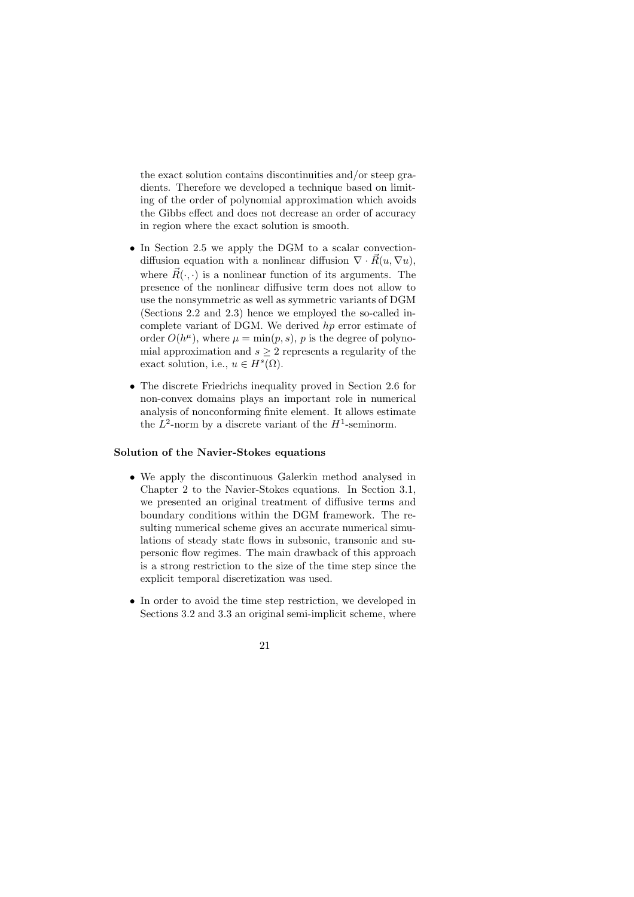the exact solution contains discontinuities and/or steep gradients. Therefore we developed a technique based on limiting of the order of polynomial approximation which avoids the Gibbs effect and does not decrease an order of accuracy in region where the exact solution is smooth.

- In Section 2.5 we apply the DGM to a scalar convection-diffusion equation with a nonlinear diffusion $\nabla \cdot \vec{R}(u, \nabla u)$, where $\vec{R}(\cdot, \cdot)$ is a nonlinear function of its arguments. The presence of the nonlinear diffusive term does not allow to use the nonsymmetric as well as symmetric variants of DGM (Sections 2.2 and 2.3) hence we employed the so-called incomplete variant of DGM. We derived *hp* error estimate of order $O(h^{\mu})$, where $\mu = \min(p, s)$, $p$ is the degree of polynomial approximation and $s \geq 2$ represents a regularity of the exact solution, i.e., $u \in H^s(\Omega)$.

- The discrete Friedrichs inequality proved in Section 2.6 for non-convex domains plays an important role in numerical analysis of nonconforming finite element. It allows estimate the $L^2$-norm by a discrete variant of the $H^1$-seminorm.

**Solution of the Navier-Stokes equations**

- We apply the discontinuous Galerkin method analysed in Chapter 2 to the Navier-Stokes equations. In Section 3.1, we presented an original treatment of diffusive terms and boundary conditions within the DGM framework. The resulting numerical scheme gives an accurate numerical simulations of steady state flows in subsonic, transonic and supersonic flow regimes. The main drawback of this approach is a strong restriction to the size of the time step since the explicit temporal discretization was used.

- In order to avoid the time step restriction, we developed in Sections 3.2 and 3.3 an original semi-implicit scheme, where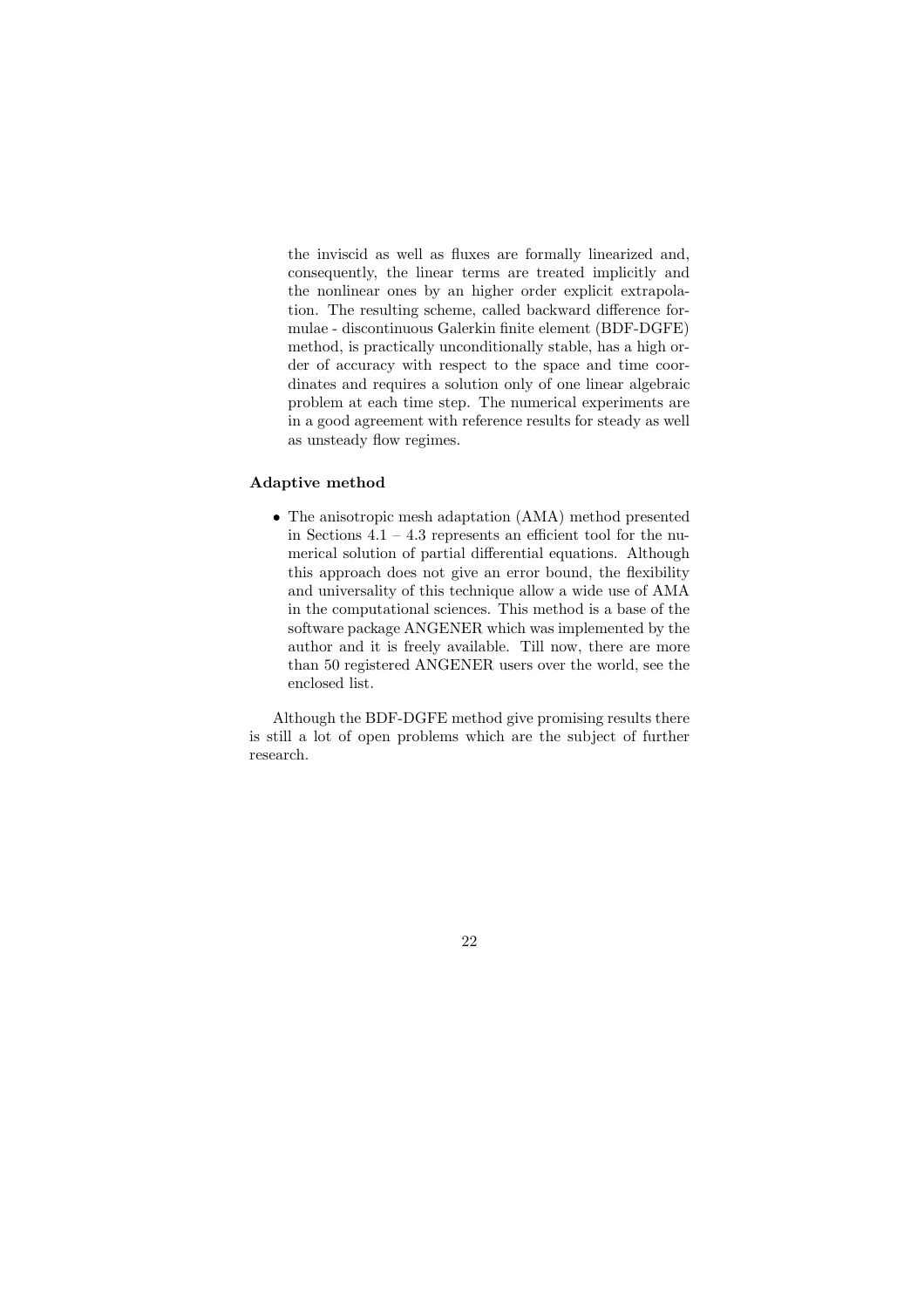the inviscid as well as fluxes are formally linearized and, consequently, the linear terms are treated implicitly and the nonlinear ones by an higher order explicit extrapolation. The resulting scheme, called backward difference formulae - discontinuous Galerkin finite element (BDF-DGFE) method, is practically unconditionally stable, has a high order of accuracy with respect to the space and time coordinates and requires a solution only of one linear algebraic problem at each time step. The numerical experiments are in a good agreement with reference results for steady as well as unsteady flow regimes.

**Adaptive method**

- The anisotropic mesh adaptation (AMA) method presented in Sections 4.1 – 4.3 represents an efficient tool for the numerical solution of partial differential equations. Although this approach does not give an error bound, the flexibility and universality of this technique allow a wide use of AMA in the computational sciences. This method is a base of the software package ANGENER which was implemented by the author and it is freely available. Till now, there are more than 50 registered ANGENER users over the world, see the enclosed list.

Although the BDF-DGFE method give promising results there is still a lot of open problems which are the subject of further research.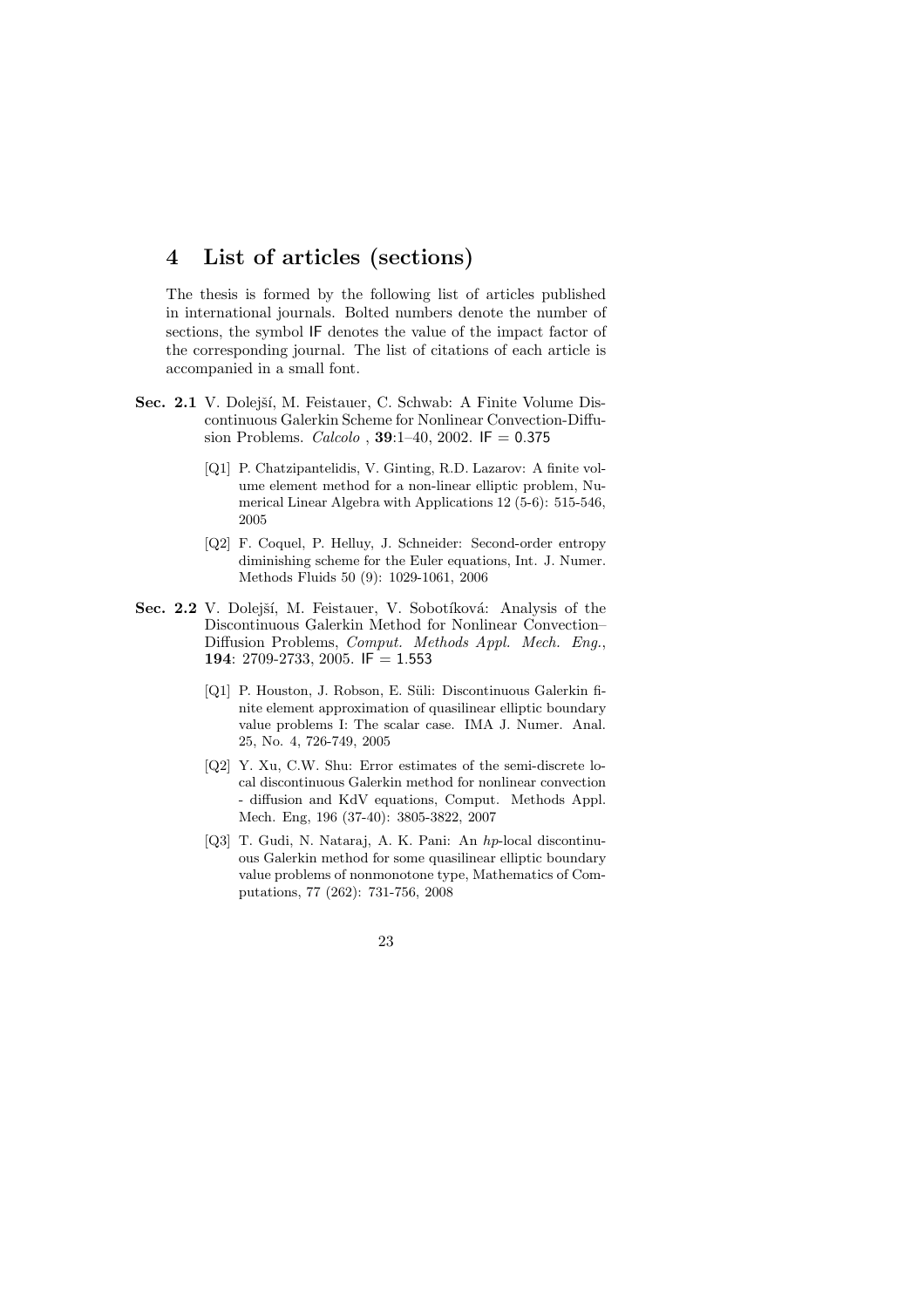# 4 List of articles (sections)

The thesis is formed by the following list of articles published in international journals. Bolted numbers denote the number of sections, the symbol IF denotes the value of the impact factor of the corresponding journal. The list of citations of each article is accompanied in a small font.

**Sec. 2.1** V. Dolejší, M. Feistauer, C. Schwab: A Finite Volume Discontinuous Galerkin Scheme for Nonlinear Convection-Diffusion Problems. *Calcolo* , **39**:1–40, 2002. IF = 0.375

- [Q1] P. Chatzipantelidis, V. Ginting, R.D. Lazarov: A finite volume element method for a non-linear elliptic problem, Numerical Linear Algebra with Applications 12 (5-6): 515-546, 2005
- [Q2] F. Coquel, P. Helluy, J. Schneider: Second-order entropy diminishing scheme for the Euler equations, Int. J. Numer. Methods Fluids 50 (9): 1029-1061, 2006

**Sec. 2.2** V. Dolejší, M. Feistauer, V. Sobotíková: Analysis of the Discontinuous Galerkin Method for Nonlinear Convection–Diffusion Problems, *Comput. Methods Appl. Mech. Eng.*, **194**: 2709-2733, 2005. IF = 1.553

- [Q1] P. Houston, J. Robson, E. Süli: Discontinuous Galerkin finite element approximation of quasilinear elliptic boundary value problems I: The scalar case. IMA J. Numer. Anal. 25, No. 4, 726-749, 2005
- [Q2] Y. Xu, C.W. Shu: Error estimates of the semi-discrete local discontinuous Galerkin method for nonlinear convection - diffusion and KdV equations, Comput. Methods Appl. Mech. Eng, 196 (37-40): 3805-3822, 2007
- [Q3] T. Gudi, N. Nataraj, A. K. Pani: An *hp*-local discontinuous Galerkin method for some quasilinear elliptic boundary value problems of nonmonotone type, Mathematics of Computations, 77 (262): 731-756, 2008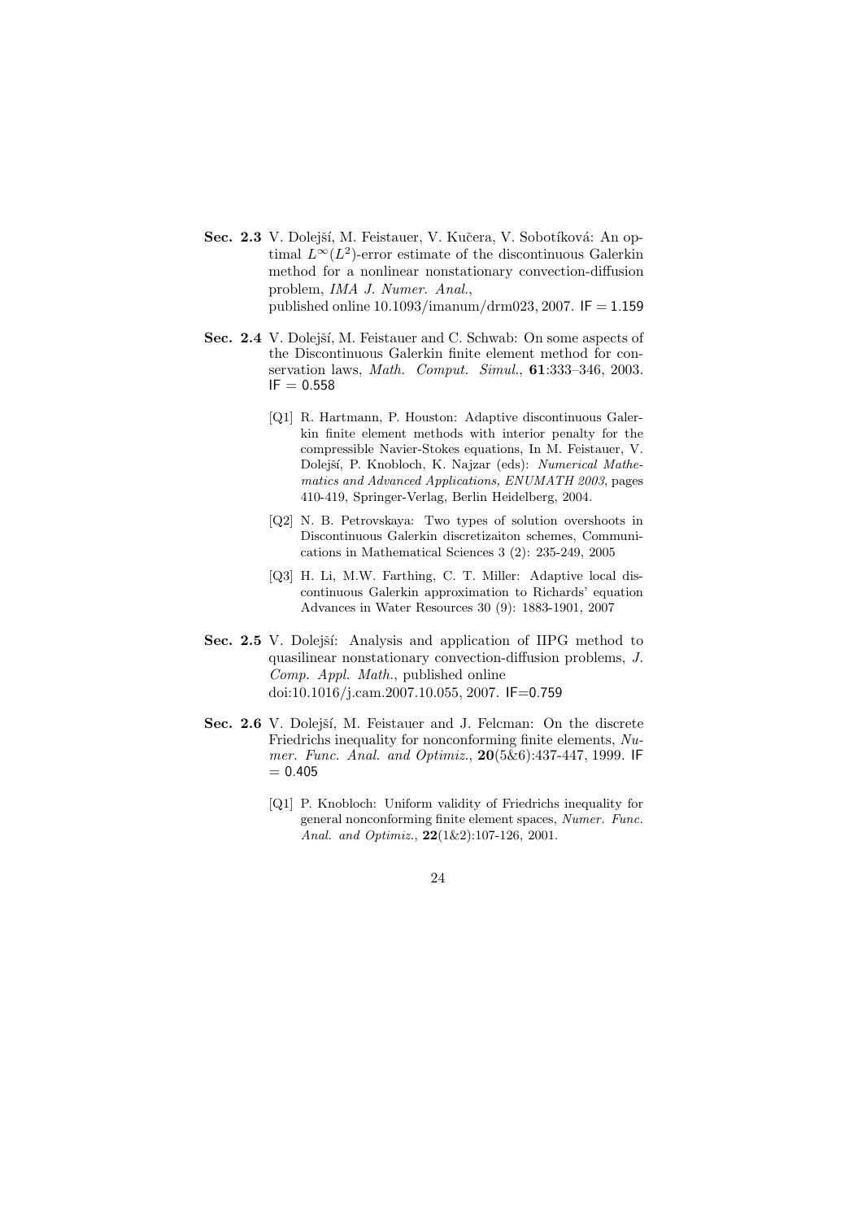**Sec. 2.3** V. Dolejší, M. Feistauer, V. Kučera, V. Sobotíková: An optimal $L^\infty(L^2)$-error estimate of the discontinuous Galerkin method for a nonlinear nonstationary convection-diffusion problem, *IMA J. Numer. Anal.*, published online 10.1093/imanum/drm023, 2007. IF = 1.159

**Sec. 2.4** V. Dolejší, M. Feistauer and C. Schwab: On some aspects of the Discontinuous Galerkin finite element method for conservation laws, *Math. Comput. Simul.*, **61**:333–346, 2003. IF = 0.558

- [Q1] R. Hartmann, P. Houston: Adaptive discontinuous Galerkin finite element methods with interior penalty for the compressible Navier-Stokes equations, In M. Feistauer, V. Dolejší, P. Knobloch, K. Najzar (eds): *Numerical Mathematics and Advanced Applications, ENUMATH 2003*, pages 410-419, Springer-Verlag, Berlin Heidelberg, 2004.
- [Q2] N. B. Petrovskaya: Two types of solution overshoots in Discontinuous Galerkin discretizaiton schemes, Communications in Mathematical Sciences 3 (2): 235-249, 2005
- [Q3] H. Li, M.W. Farthing, C. T. Miller: Adaptive local discontinuous Galerkin approximation to Richards' equation Advances in Water Resources 30 (9): 1883-1901, 2007

**Sec. 2.5** V. Dolejší: Analysis and application of IIPG method to quasilinear nonstationary convection-diffusion problems, *J. Comp. Appl. Math.*, published online doi:10.1016/j.cam.2007.10.055, 2007. IF=0.759

**Sec. 2.6** V. Dolejší, M. Feistauer and J. Felcman: On the discrete Friedrichs inequality for nonconforming finite elements, *Numer. Func. Anal. and Optimiz.*, **20**(5&6):437-447, 1999. IF = 0.405

- [Q1] P. Knobloch: Uniform validity of Friedrichs inequality for general nonconforming finite element spaces, *Numer. Func. Anal. and Optimiz.*, **22**(1&2):107-126, 2001.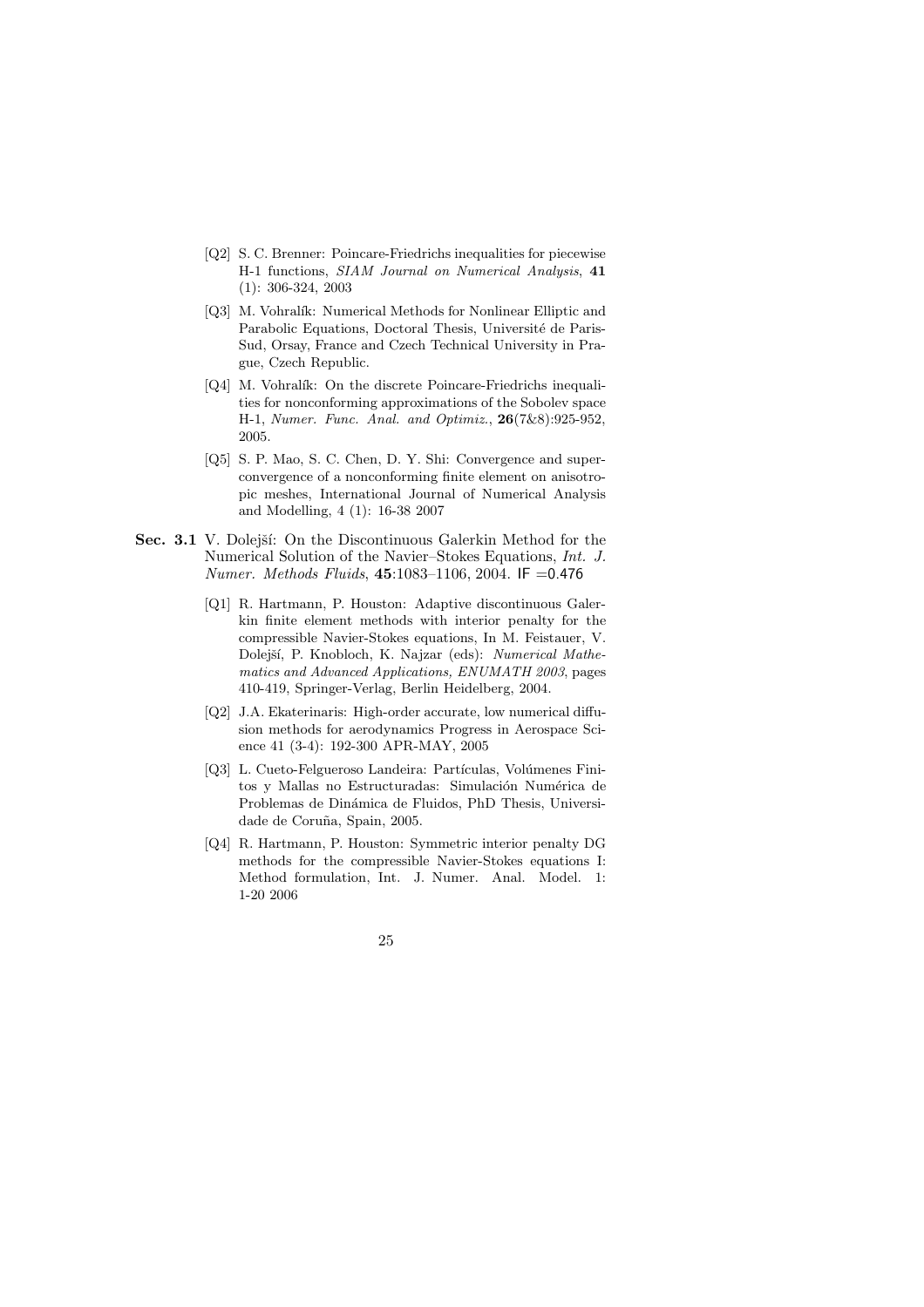- [Q2] S. C. Brenner: Poincare-Friedrichs inequalities for piecewise H-1 functions, *SIAM Journal on Numerical Analysis*, **41** (1): 306-324, 2003

- [Q3] M. Vohralík: Numerical Methods for Nonlinear Elliptic and Parabolic Equations, Doctoral Thesis, Université de Paris-Sud, Orsay, France and Czech Technical University in Prague, Czech Republic.

- [Q4] M. Vohralík: On the discrete Poincare-Friedrichs inequalities for nonconforming approximations of the Sobolev space H-1, *Numer. Func. Anal. and Optimiz.*, **26**(7&8):925-952, 2005.

- [Q5] S. P. Mao, S. C. Chen, D. Y. Shi: Convergence and superconvergence of a nonconforming finite element on anisotropic meshes, International Journal of Numerical Analysis and Modelling, 4 (1): 16-38 2007

**Sec. 3.1** V. Dolejší: On the Discontinuous Galerkin Method for the Numerical Solution of the Navier–Stokes Equations, *Int. J. Numer. Methods Fluids*, **45**:1083–1106, 2004. IF =0.476

- [Q1] R. Hartmann, P. Houston: Adaptive discontinuous Galerkin finite element methods with interior penalty for the compressible Navier-Stokes equations, In M. Feistauer, V. Dolejší, P. Knobloch, K. Najzar (eds): *Numerical Mathematics and Advanced Applications, ENUMATH 2003*, pages 410-419, Springer-Verlag, Berlin Heidelberg, 2004.

- [Q2] J.A. Ekaterinaris: High-order accurate, low numerical diffusion methods for aerodynamics Progress in Aerospace Science 41 (3-4): 192-300 APR-MAY, 2005

- [Q3] L. Cueto-Felgueroso Landeira: Partículas, Volúmenes Finitos y Mallas no Estructuradas: Simulación Numérica de Problemas de Dinámica de Fluidos, PhD Thesis, Universidade de Coruña, Spain, 2005.

- [Q4] R. Hartmann, P. Houston: Symmetric interior penalty DG methods for the compressible Navier-Stokes equations I: Method formulation, Int. J. Numer. Anal. Model. 1: 1-20 2006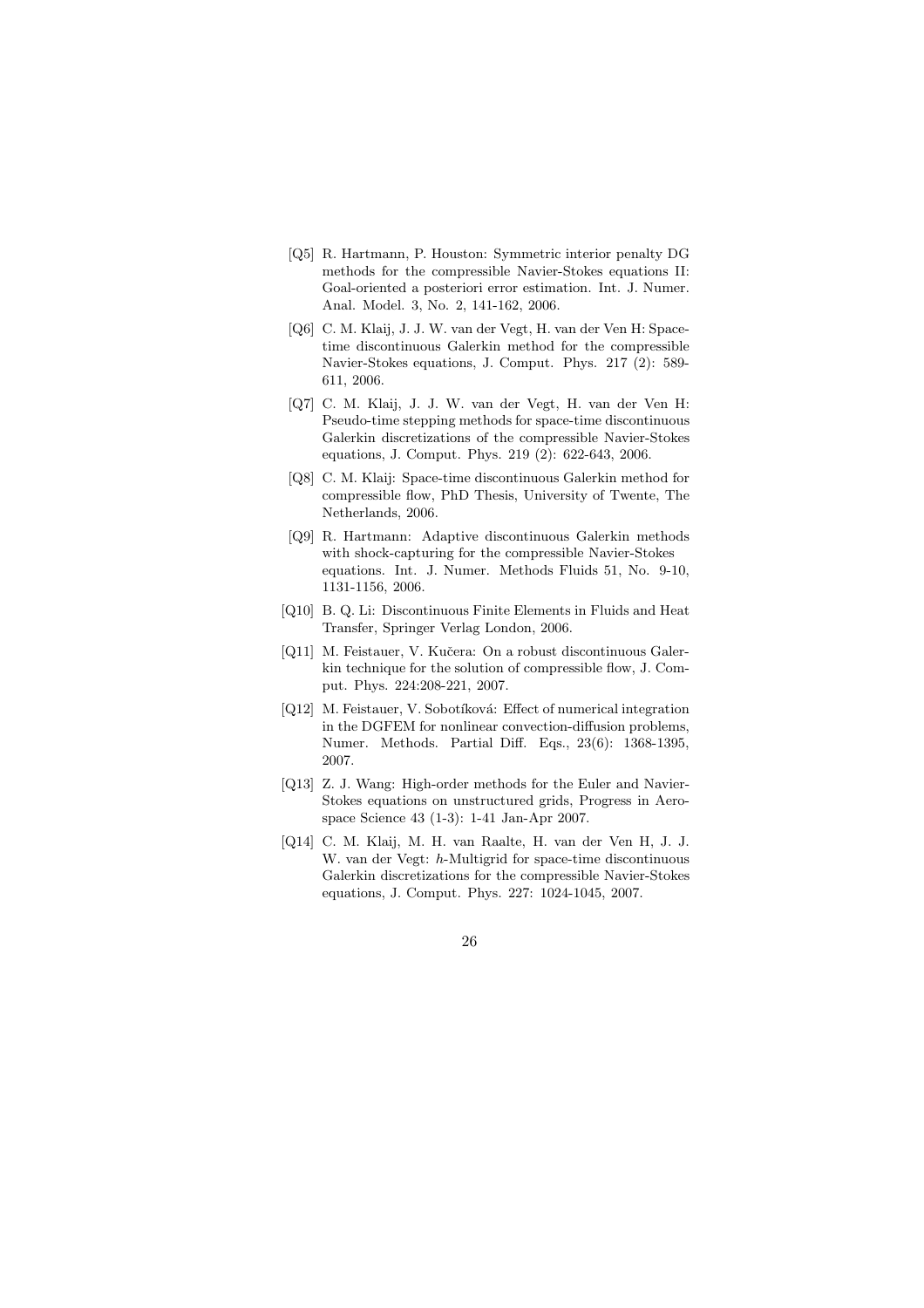[Q5] R. Hartmann, P. Houston: Symmetric interior penalty DG methods for the compressible Navier-Stokes equations II: Goal-oriented a posteriori error estimation. Int. J. Numer. Anal. Model. 3, No. 2, 141-162, 2006.

[Q6] C. M. Klaij, J. J. W. van der Vegt, H. van der Ven H: Space-time discontinuous Galerkin method for the compressible Navier-Stokes equations, J. Comput. Phys. 217 (2): 589-611, 2006.

[Q7] C. M. Klaij, J. J. W. van der Vegt, H. van der Ven H: Pseudo-time stepping methods for space-time discontinuous Galerkin discretizations of the compressible Navier-Stokes equations, J. Comput. Phys. 219 (2): 622-643, 2006.

[Q8] C. M. Klaij: Space-time discontinuous Galerkin method for compressible flow, PhD Thesis, University of Twente, The Netherlands, 2006.

[Q9] R. Hartmann: Adaptive discontinuous Galerkin methods with shock-capturing for the compressible Navier-Stokes equations. Int. J. Numer. Methods Fluids 51, No. 9-10, 1131-1156, 2006.

[Q10] B. Q. Li: Discontinuous Finite Elements in Fluids and Heat Transfer, Springer Verlag London, 2006.

[Q11] M. Feistauer, V. Kučera: On a robust discontinuous Galerkin technique for the solution of compressible flow, J. Comput. Phys. 224:208-221, 2007.

[Q12] M. Feistauer, V. Sobotíková: Effect of numerical integration in the DGFEM for nonlinear convection-diffusion problems, Numer. Methods. Partial Diff. Eqs., 23(6): 1368-1395, 2007.

[Q13] Z. J. Wang: High-order methods for the Euler and Navier-Stokes equations on unstructured grids, Progress in Aerospace Science 43 (1-3): 1-41 Jan-Apr 2007.

[Q14] C. M. Klaij, M. H. van Raalte, H. van der Ven H, J. J. W. van der Vegt: $h$-Multigrid for space-time discontinuous Galerkin discretizations for the compressible Navier-Stokes equations, J. Comput. Phys. 227: 1024-1045, 2007.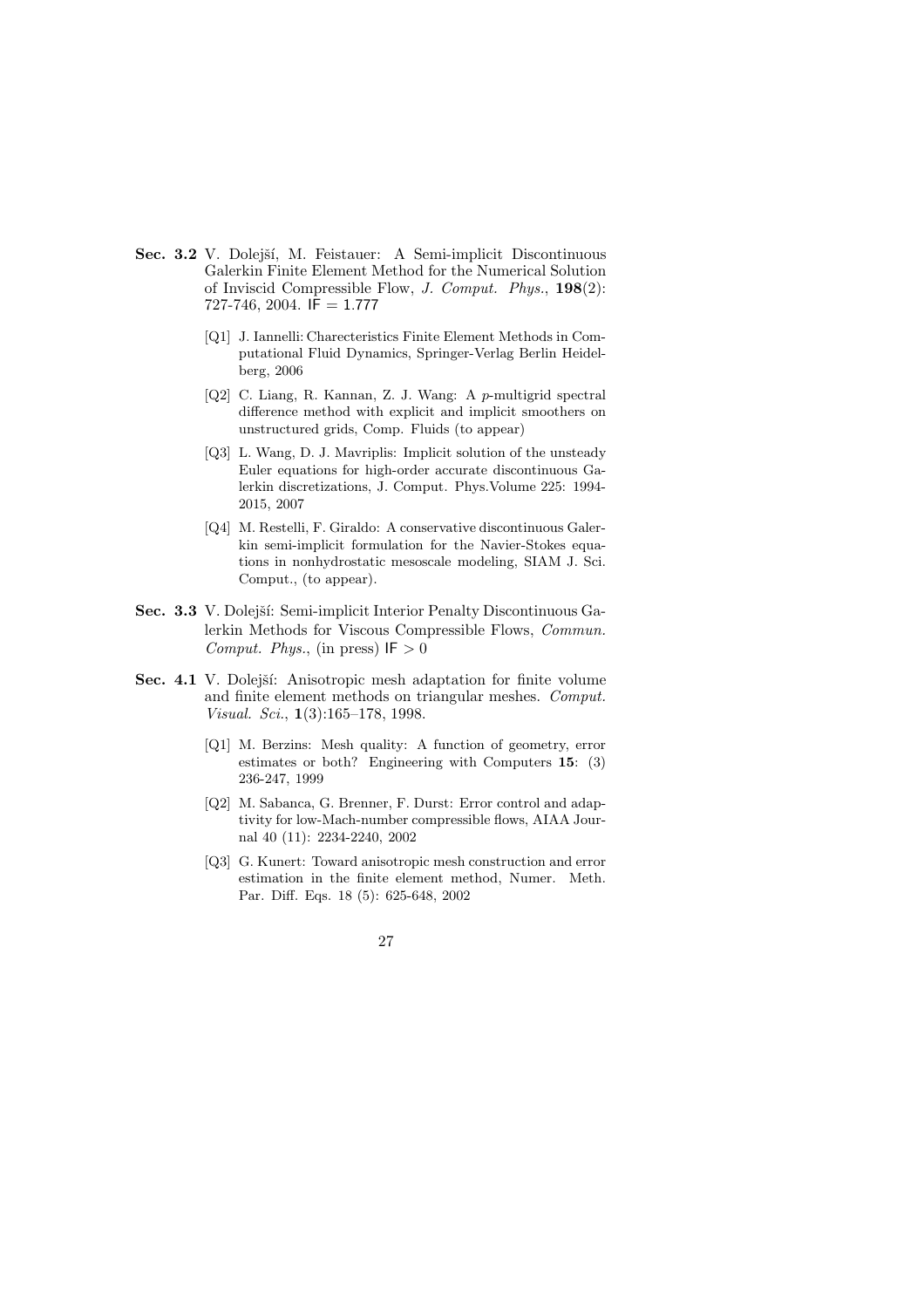**Sec. 3.2** V. Dolejší, M. Feistauer: A Semi-implicit Discontinuous Galerkin Finite Element Method for the Numerical Solution of Inviscid Compressible Flow, *J. Comput. Phys.*, **198**(2): 727-746, 2004. IF = 1.777

- [Q1] J. Iannelli: Charecteristics Finite Element Methods in Computational Fluid Dynamics, Springer-Verlag Berlin Heidelberg, 2006
- [Q2] C. Liang, R. Kannan, Z. J. Wang: A *p*-multigrid spectral difference method with explicit and implicit smoothers on unstructured grids, Comp. Fluids (to appear)
- [Q3] L. Wang, D. J. Mavriplis: Implicit solution of the unsteady Euler equations for high-order accurate discontinuous Galerkin discretizations, J. Comput. Phys.Volume 225: 1994-2015, 2007
- [Q4] M. Restelli, F. Giraldo: A conservative discontinuous Galerkin semi-implicit formulation for the Navier-Stokes equations in nonhydrostatic mesoscale modeling, SIAM J. Sci. Comput., (to appear).

**Sec. 3.3** V. Dolejší: Semi-implicit Interior Penalty Discontinuous Galerkin Methods for Viscous Compressible Flows, *Commun. Comput. Phys.*, (in press) IF $> 0$

**Sec. 4.1** V. Dolejší: Anisotropic mesh adaptation for finite volume and finite element methods on triangular meshes. *Comput. Visual. Sci.*, **1**(3):165–178, 1998.

- [Q1] M. Berzins: Mesh quality: A function of geometry, error estimates or both? Engineering with Computers **15**: (3) 236-247, 1999
- [Q2] M. Sabanca, G. Brenner, F. Durst: Error control and adaptivity for low-Mach-number compressible flows, AIAA Journal 40 (11): 2234-2240, 2002
- [Q3] G. Kunert: Toward anisotropic mesh construction and error estimation in the finite element method, Numer. Meth. Par. Diff. Eqs. 18 (5): 625-648, 2002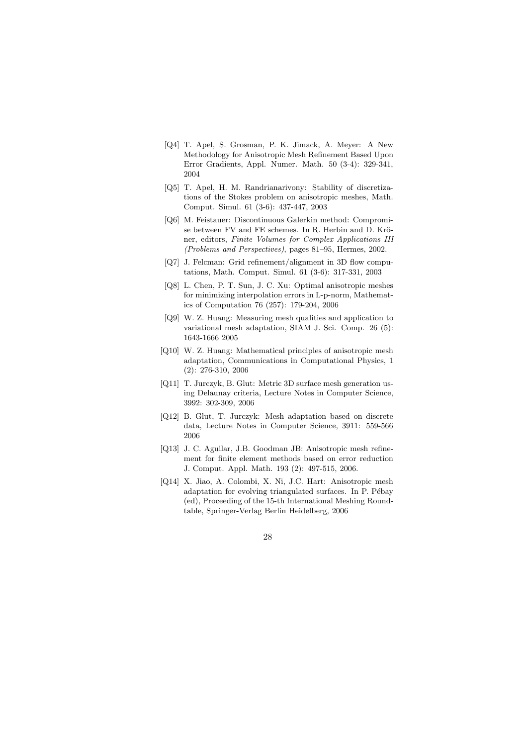[Q4] T. Apel, S. Grosman, P. K. Jimack, A. Meyer: A New Methodology for Anisotropic Mesh Refinement Based Upon Error Gradients, Appl. Numer. Math. 50 (3-4): 329-341, 2004

[Q5] T. Apel, H. M. Randrianarivony: Stability of discretizations of the Stokes problem on anisotropic meshes, Math. Comput. Simul. 61 (3-6): 437-447, 2003

[Q6] M. Feistauer: Discontinuous Galerkin method: Compromise between FV and FE schemes. In R. Herbin and D. Kröner, editors, *Finite Volumes for Complex Applications III (Problems and Perspectives)*, pages 81–95, Hermes, 2002.

[Q7] J. Felcman: Grid refinement/alignment in 3D flow computations, Math. Comput. Simul. 61 (3-6): 317-331, 2003

[Q8] L. Chen, P. T. Sun, J. C. Xu: Optimal anisotropic meshes for minimizing interpolation errors in L-p-norm, Mathematics of Computation 76 (257): 179-204, 2006

[Q9] W. Z. Huang: Measuring mesh qualities and application to variational mesh adaptation, SIAM J. Sci. Comp. 26 (5): 1643-1666 2005

[Q10] W. Z. Huang: Mathematical principles of anisotropic mesh adaptation, Communications in Computational Physics, 1 (2): 276-310, 2006

[Q11] T. Jurczyk, B. Glut: Metric 3D surface mesh generation using Delaunay criteria, Lecture Notes in Computer Science, 3992: 302-309, 2006

[Q12] B. Glut, T. Jurczyk: Mesh adaptation based on discrete data, Lecture Notes in Computer Science, 3911: 559-566 2006

[Q13] J. C. Aguilar, J.B. Goodman JB: Anisotropic mesh refinement for finite element methods based on error reduction J. Comput. Appl. Math. 193 (2): 497-515, 2006.

[Q14] X. Jiao, A. Colombi, X. Ni, J.C. Hart: Anisotropic mesh adaptation for evolving triangulated surfaces. In P. Pébay (ed), Proceeding of the 15-th International Meshing Roundtable, Springer-Verlag Berlin Heidelberg, 2006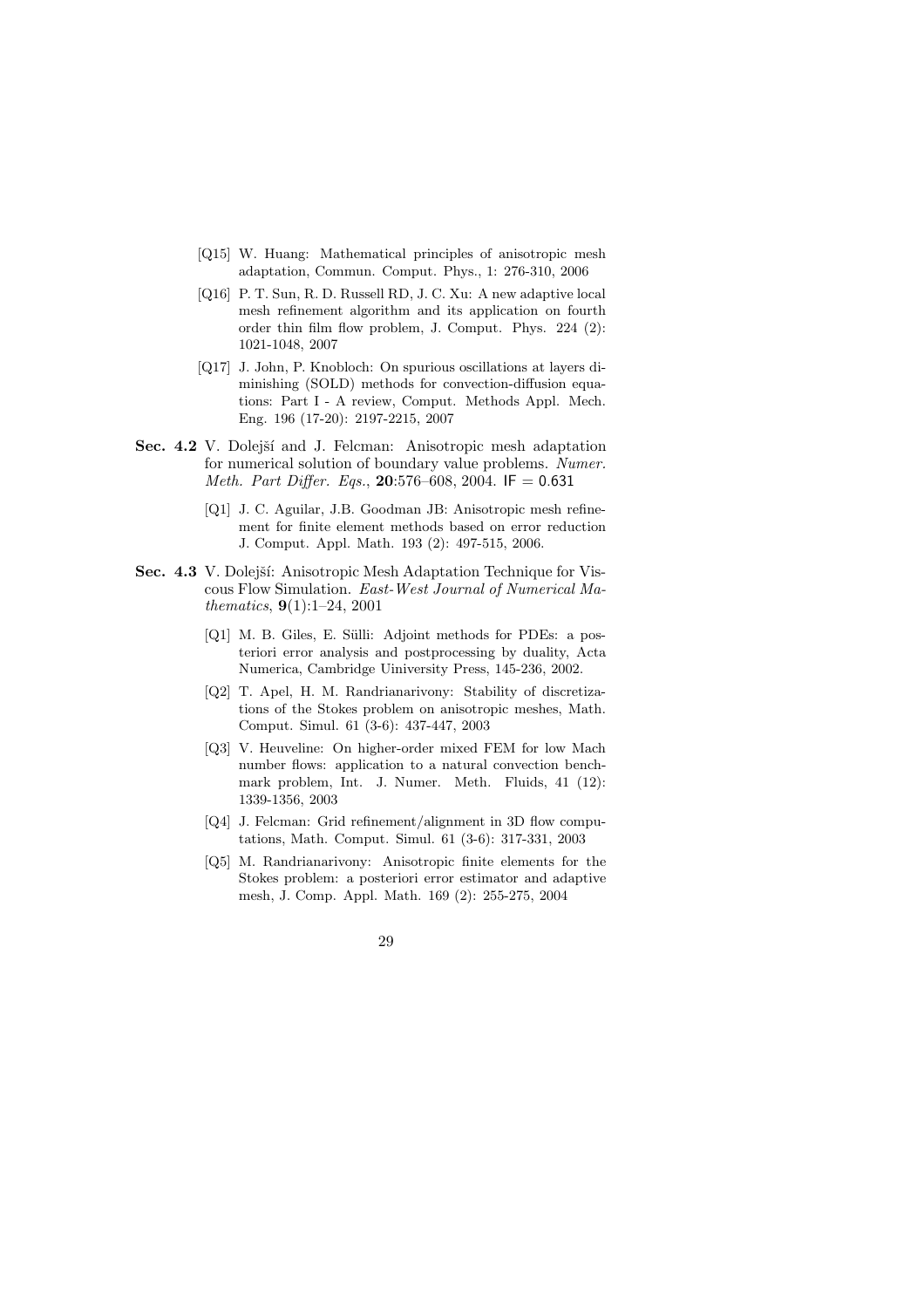- [Q15] W. Huang: Mathematical principles of anisotropic mesh adaptation, Commun. Comput. Phys., 1: 276-310, 2006
- [Q16] P. T. Sun, R. D. Russell RD, J. C. Xu: A new adaptive local mesh refinement algorithm and its application on fourth order thin film flow problem, J. Comput. Phys. 224 (2): 1021-1048, 2007
- [Q17] J. John, P. Knobloch: On spurious oscillations at layers diminishing (SOLD) methods for convection-diffusion equations: Part I - A review, Comput. Methods Appl. Mech. Eng. 196 (17-20): 2197-2215, 2007

**Sec. 4.2** V. Dolejší and J. Felcman: Anisotropic mesh adaptation for numerical solution of boundary value problems. *Numer. Meth. Part Differ. Eqs.*, **20**:576–608, 2004. IF = 0.631

- [Q1] J. C. Aguilar, J.B. Goodman JB: Anisotropic mesh refinement for finite element methods based on error reduction J. Comput. Appl. Math. 193 (2): 497-515, 2006.

**Sec. 4.3** V. Dolejší: Anisotropic Mesh Adaptation Technique for Viscous Flow Simulation. *East-West Journal of Numerical Mathematics*, **9**(1):1–24, 2001

- [Q1] M. B. Giles, E. Sülli: Adjoint methods for PDEs: a posteriori error analysis and postprocessing by duality, Acta Numerica, Cambridge Uiniversity Press, 145-236, 2002.
- [Q2] T. Apel, H. M. Randrianarivony: Stability of discretizations of the Stokes problem on anisotropic meshes, Math. Comput. Simul. 61 (3-6): 437-447, 2003
- [Q3] V. Heuveline: On higher-order mixed FEM for low Mach number flows: application to a natural convection benchmark problem, Int. J. Numer. Meth. Fluids, 41 (12): 1339-1356, 2003
- [Q4] J. Felcman: Grid refinement/alignment in 3D flow computations, Math. Comput. Simul. 61 (3-6): 317-331, 2003
- [Q5] M. Randrianarivony: Anisotropic finite elements for the Stokes problem: a posteriori error estimator and adaptive mesh, J. Comp. Appl. Math. 169 (2): 255-275, 2004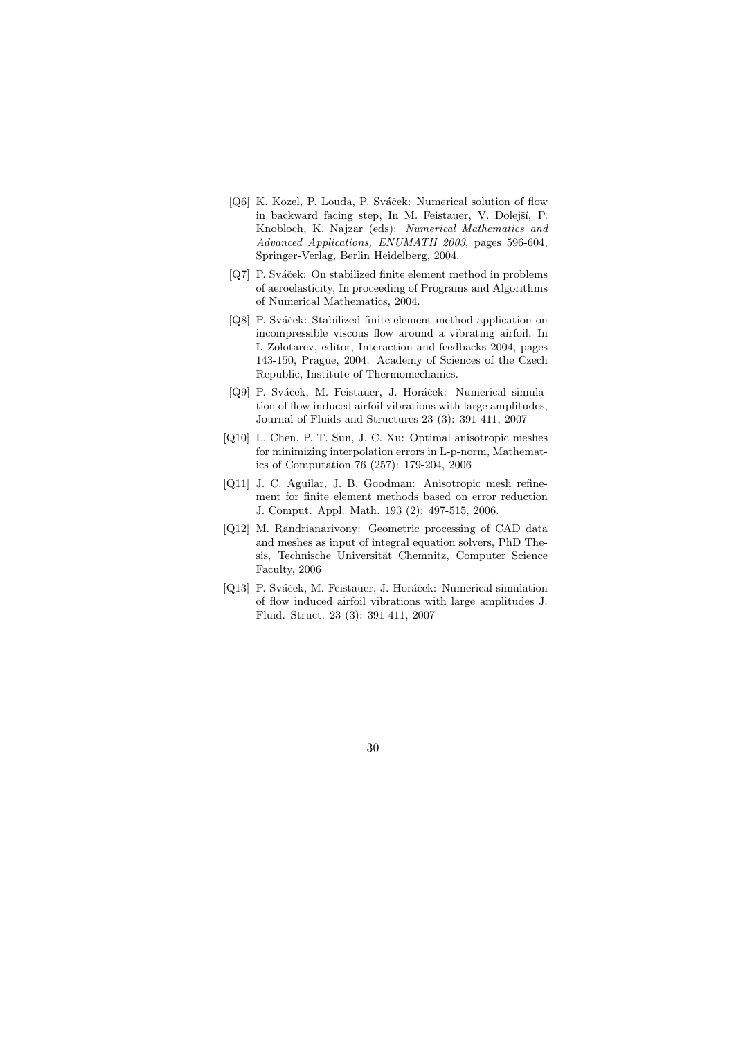- [Q6] K. Kozel, P. Louda, P. Sváček: Numerical solution of flow in backward facing step, In M. Feistauer, V. Dolejší, P. Knobloch, K. Najzar (eds): *Numerical Mathematics and Advanced Applications, ENUMATH 2003*, pages 596-604, Springer-Verlag, Berlin Heidelberg, 2004.
- [Q7] P. Sváček: On stabilized finite element method in problems of aeroelasticity, In proceeding of Programs and Algorithms of Numerical Mathematics, 2004.
- [Q8] P. Sváček: Stabilized finite element method application on incompressible viscous flow around a vibrating airfoil, In I. Zolotarev, editor, Interaction and feedbacks 2004, pages 143-150, Prague, 2004. Academy of Sciences of the Czech Republic, Institute of Thermomechanics.
- [Q9] P. Sváček, M. Feistauer, J. Horáček: Numerical simulation of flow induced airfoil vibrations with large amplitudes, Journal of Fluids and Structures 23 (3): 391-411, 2007
- [Q10] L. Chen, P. T. Sun, J. C. Xu: Optimal anisotropic meshes for minimizing interpolation errors in L-p-norm, Mathematics of Computation 76 (257): 179-204, 2006
- [Q11] J. C. Aguilar, J. B. Goodman: Anisotropic mesh refinement for finite element methods based on error reduction J. Comput. Appl. Math. 193 (2): 497-515, 2006.
- [Q12] M. Randrianarivony: Geometric processing of CAD data and meshes as input of integral equation solvers, PhD Thesis, Technische Universität Chemnitz, Computer Science Faculty, 2006
- [Q13] P. Sváček, M. Feistauer, J. Horáček: Numerical simulation of flow induced airfoil vibrations with large amplitudes J. Fluid. Struct. 23 (3): 391-411, 2007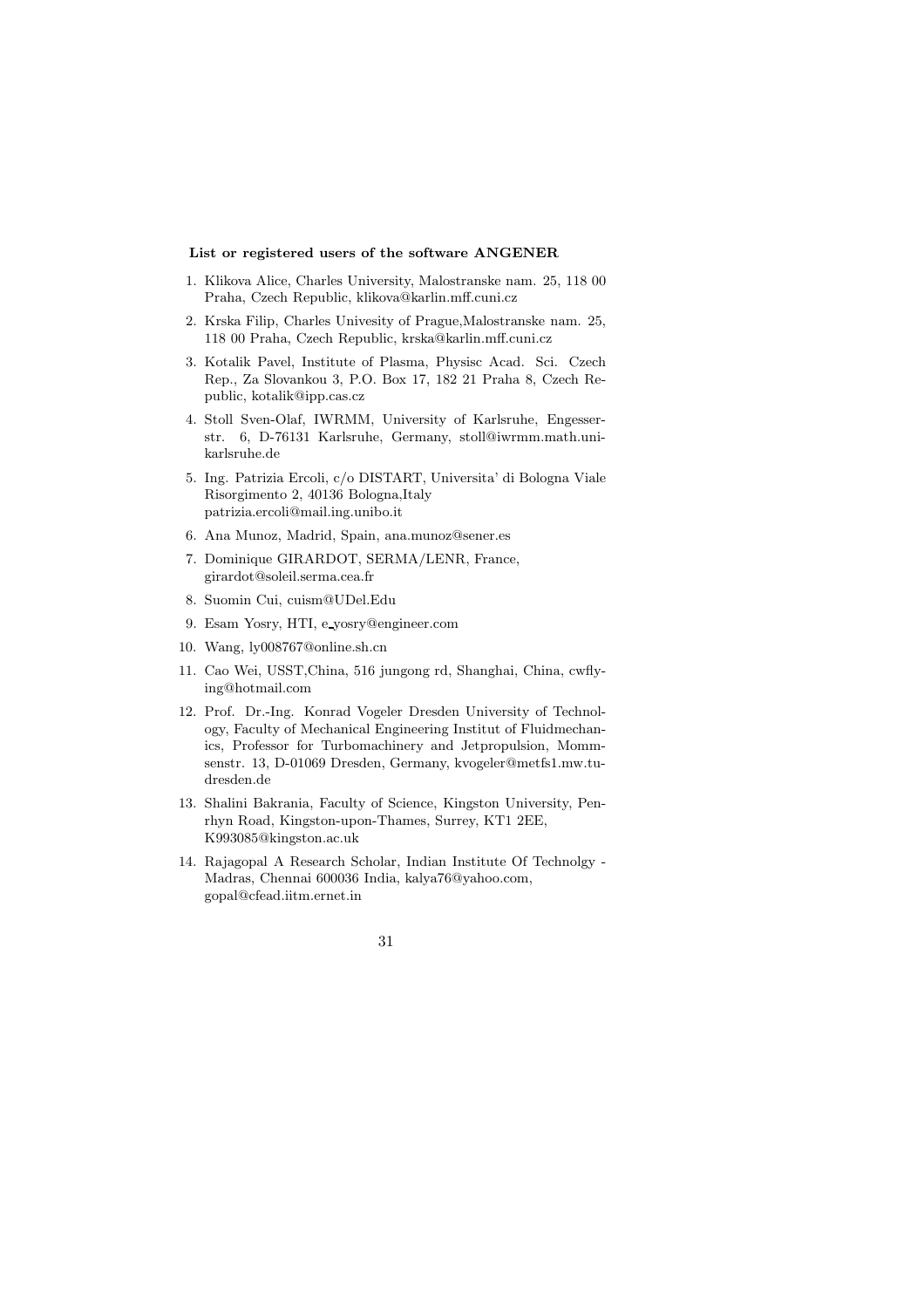**List or registered users of the software ANGENER**

1. Klikova Alice, Charles University, Malostranske nam. 25, 118 00 Praha, Czech Republic, klikova@karlin.mff.cuni.cz
2. Krska Filip, Charles Univesity of Prague,Malostranske nam. 25, 118 00 Praha, Czech Republic, krska@karlin.mff.cuni.cz
3. Kotalik Pavel, Institute of Plasma, Physisc Acad. Sci. Czech Rep., Za Slovankou 3, P.O. Box 17, 182 21 Praha 8, Czech Republic, kotalik@ipp.cas.cz
4. Stoll Sven-Olaf, IWRMM, University of Karlsruhe, Engesserstr. 6, D-76131 Karlsruhe, Germany, stoll@iwrmm.math.uni-karlsruhe.de
5. Ing. Patrizia Ercoli, c/o DISTART, Universita' di Bologna Viale Risorgimento 2, 40136 Bologna,Italy patrizia.ercoli@mail.ing.unibo.it
6. Ana Munoz, Madrid, Spain, ana.munoz@sener.es
7. Dominique GIRARDOT, SERMA/LENR, France, girardot@soleil.serma.cea.fr
8. Suomin Cui, cuism@UDel.Edu
9. Esam Yosry, HTI, e_yosry@engineer.com
10. Wang, ly008767@online.sh.cn
11. Cao Wei, USST,China, 516 jungong rd, Shanghai, China, cwflying@hotmail.com
12. Prof. Dr.-Ing. Konrad Vogeler Dresden University of Technology, Faculty of Mechanical Engineering Institut of Fluidmechanics, Professor for Turbomachinery and Jetpropulsion, Mommsenstr. 13, D-01069 Dresden, Germany, kvogeler@metfs1.mw.tu-dresden.de
13. Shalini Bakrania, Faculty of Science, Kingston University, Penrhyn Road, Kingston-upon-Thames, Surrey, KT1 2EE, K993085@kingston.ac.uk
14. Rajagopal A Research Scholar, Indian Institute Of Technolgy - Madras, Chennai 600036 India, kalya76@yahoo.com, gopal@cfead.iitm.ernet.in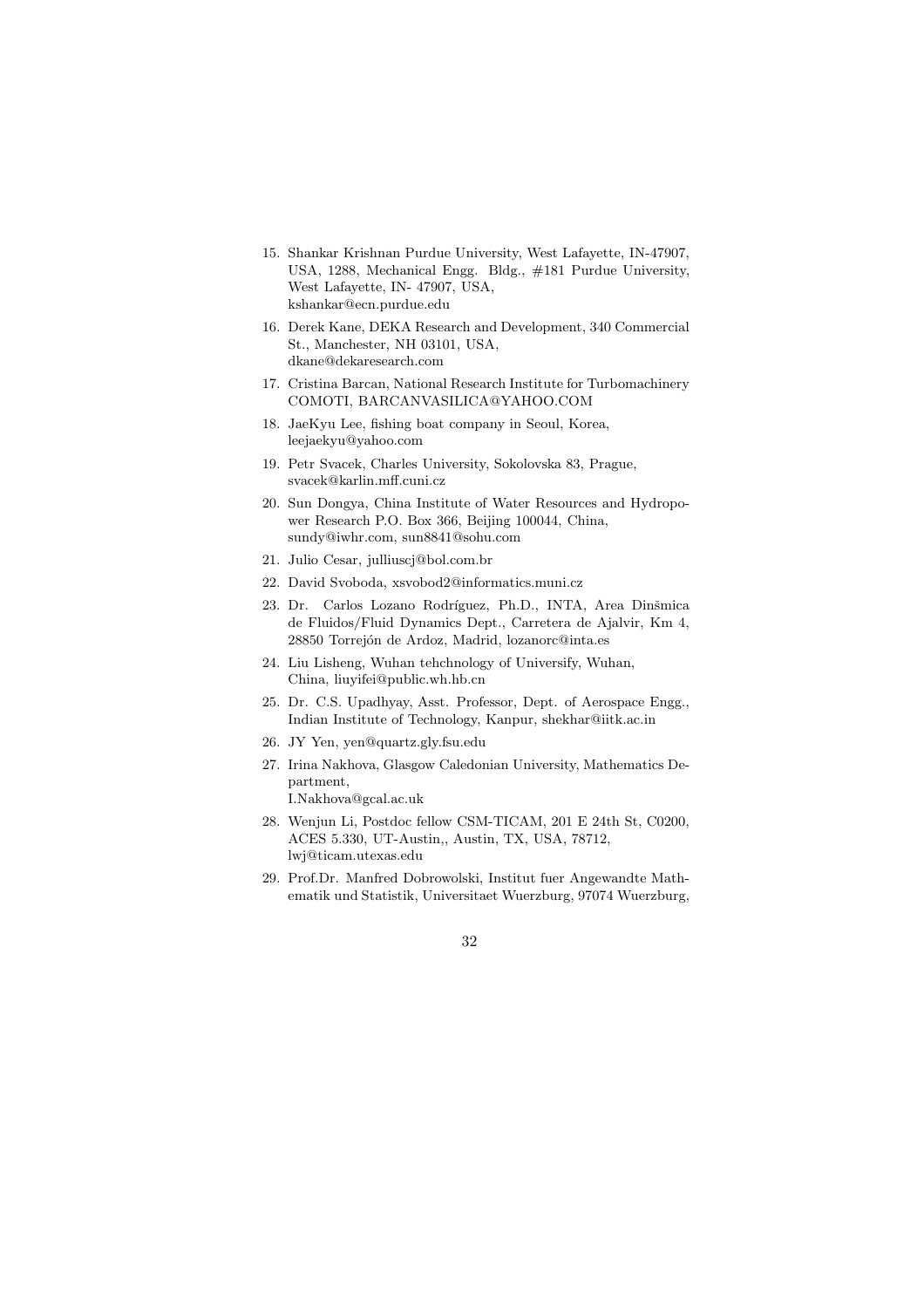15. Shankar Krishnan Purdue University, West Lafayette, IN-47907, USA, 1288, Mechanical Engg. Bldg., #181 Purdue University, West Lafayette, IN- 47907, USA, kshankar@ecn.purdue.edu
16. Derek Kane, DEKA Research and Development, 340 Commercial St., Manchester, NH 03101, USA, dkane@dekaresearch.com
17. Cristina Barcan, National Research Institute for Turbomachinery COMOTI, BARCANVASILICA@YAHOO.COM
18. JaeKyu Lee, fishing boat company in Seoul, Korea, leejaekyu@yahoo.com
19. Petr Svacek, Charles University, Sokolovska 83, Prague, svacek@karlin.mff.cuni.cz
20. Sun Dongya, China Institute of Water Resources and Hydropower Research P.O. Box 366, Beijing 100044, China, sundy@iwhr.com, sun8841@sohu.com
21. Julio Cesar, julliuscj@bol.com.br
22. David Svoboda, xsvobod2@informatics.muni.cz
23. Dr. Carlos Lozano Rodríguez, Ph.D., INTA, Area Dinšmica de Fluidos/Fluid Dynamics Dept., Carretera de Ajalvir, Km 4, 28850 Torrejón de Ardoz, Madrid, lozanorc@inta.es
24. Liu Lisheng, Wuhan tehchnology of Universify, Wuhan, China, liuyifei@public.wh.hb.cn
25. Dr. C.S. Upadhyay, Asst. Professor, Dept. of Aerospace Engg., Indian Institute of Technology, Kanpur, shekhar@iitk.ac.in
26. JY Yen, yen@quartz.gly.fsu.edu
27. Irina Nakhova, Glasgow Caledonian University, Mathematics Department, I.Nakhova@gcal.ac.uk
28. Wenjun Li, Postdoc fellow CSM-TICAM, 201 E 24th St, C0200, ACES 5.330, UT-Austin,, Austin, TX, USA, 78712, lwj@ticam.utexas.edu
29. Prof.Dr. Manfred Dobrowolski, Institut fuer Angewandte Mathematik und Statistik, Universitaet Wuerzburg, 97074 Wuerzburg,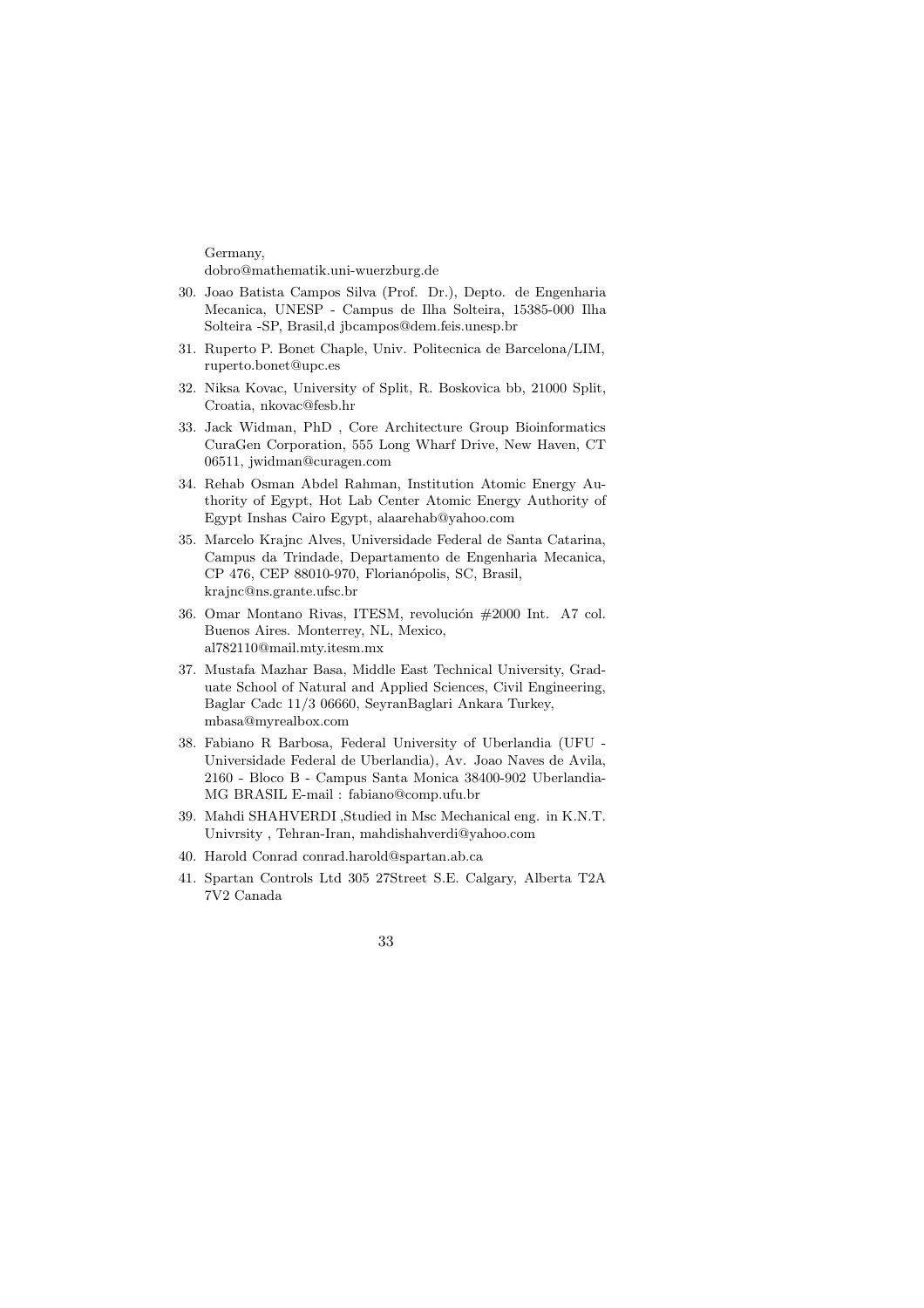Germany,
dobro@mathematik.uni-wuerzburg.de

30. Joao Batista Campos Silva (Prof. Dr.), Depto. de Engenharia Mecanica, UNESP - Campus de Ilha Solteira, 15385-000 Ilha Solteira -SP, Brasil,d jbcampos@dem.feis.unesp.br
31. Ruperto P. Bonet Chaple, Univ. Politecnica de Barcelona/LIM, ruperto.bonet@upc.es
32. Niksa Kovac, University of Split, R. Boskovica bb, 21000 Split, Croatia, nkovac@fesb.hr
33. Jack Widman, PhD , Core Architecture Group Bioinformatics CuraGen Corporation, 555 Long Wharf Drive, New Haven, CT 06511, jwidman@curagen.com
34. Rehab Osman Abdel Rahman, Institution Atomic Energy Authority of Egypt, Hot Lab Center Atomic Energy Authority of Egypt Inshas Cairo Egypt, alaarehab@yahoo.com
35. Marcelo Krajnc Alves, Universidade Federal de Santa Catarina, Campus da Trindade, Departamento de Engenharia Mecanica, CP 476, CEP 88010-970, Florianópolis, SC, Brasil, krajnc@ns.grante.ufsc.br
36. Omar Montano Rivas, ITESM, revolución #2000 Int. A7 col. Buenos Aires. Monterrey, NL, Mexico, al782110@mail.mty.itesm.mx
37. Mustafa Mazhar Basa, Middle East Technical University, Graduate School of Natural and Applied Sciences, Civil Engineering, Baglar Cadc 11/3 06660, SeyranBaglari Ankara Turkey, mbasa@myrealbox.com
38. Fabiano R Barbosa, Federal University of Uberlandia (UFU - Universidade Federal de Uberlandia), Av. Joao Naves de Avila, 2160 - Bloco B - Campus Santa Monica 38400-902 Uberlandia-MG BRASIL E-mail : fabiano@comp.ufu.br
39. Mahdi SHAHVERDI ,Studied in Msc Mechanical eng. in K.N.T. Univrsity , Tehran-Iran, mahdishahverdi@yahoo.com
40. Harold Conrad conrad.harold@spartan.ab.ca
41. Spartan Controls Ltd 305 27Street S.E. Calgary, Alberta T2A 7V2 Canada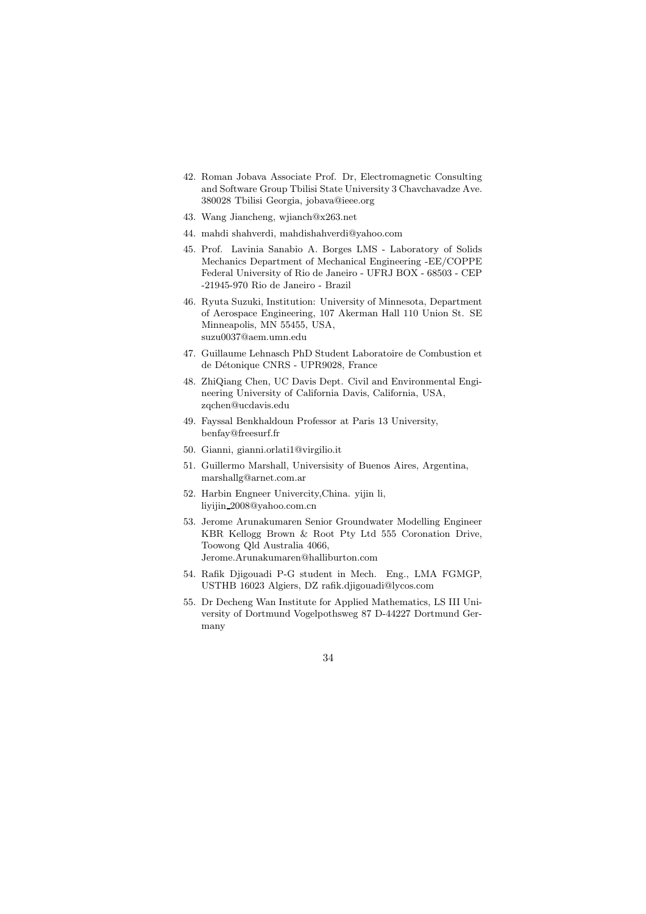42. Roman Jobava Associate Prof. Dr, Electromagnetic Consulting and Software Group Tbilisi State University 3 Chavchavadze Ave. 380028 Tbilisi Georgia, jobava@ieee.org

43. Wang Jiancheng, wjianch@x263.net

44. mahdi shahverdi, mahdishahverdi@yahoo.com

45. Prof. Lavinia Sanabio A. Borges LMS - Laboratory of Solids Mechanics Department of Mechanical Engineering -EE/COPPE Federal University of Rio de Janeiro - UFRJ BOX - 68503 - CEP -21945-970 Rio de Janeiro - Brazil

46. Ryuta Suzuki, Institution: University of Minnesota, Department of Aerospace Engineering, 107 Akerman Hall 110 Union St. SE Minneapolis, MN 55455, USA, suzu0037@aem.umn.edu

47. Guillaume Lehnasch PhD Student Laboratoire de Combustion et de Détonique CNRS - UPR9028, France

48. ZhiQiang Chen, UC Davis Dept. Civil and Environmental Engineering University of California Davis, California, USA, zqchen@ucdavis.edu

49. Fayssal Benkhaldoun Professor at Paris 13 University, benfay@freesurf.fr

50. Gianni, gianni.orlati1@virgilio.it

51. Guillermo Marshall, Universisity of Buenos Aires, Argentina, marshallg@arnet.com.ar

52. Harbin Engneer Univercity,China. yijin li, liyijin_2008@yahoo.com.cn

53. Jerome Arunakumaren Senior Groundwater Modelling Engineer KBR Kellogg Brown & Root Pty Ltd 555 Coronation Drive, Toowong Qld Australia 4066, Jerome.Arunakumaren@halliburton.com

54. Rafik Djigouadi P-G student in Mech. Eng., LMA FGMGP, USTHB 16023 Algiers, DZ rafik.djigouadi@lycos.com

55. Dr Decheng Wan Institute for Applied Mathematics, LS III University of Dortmund Vogelpothsweg 87 D-44227 Dortmund Germany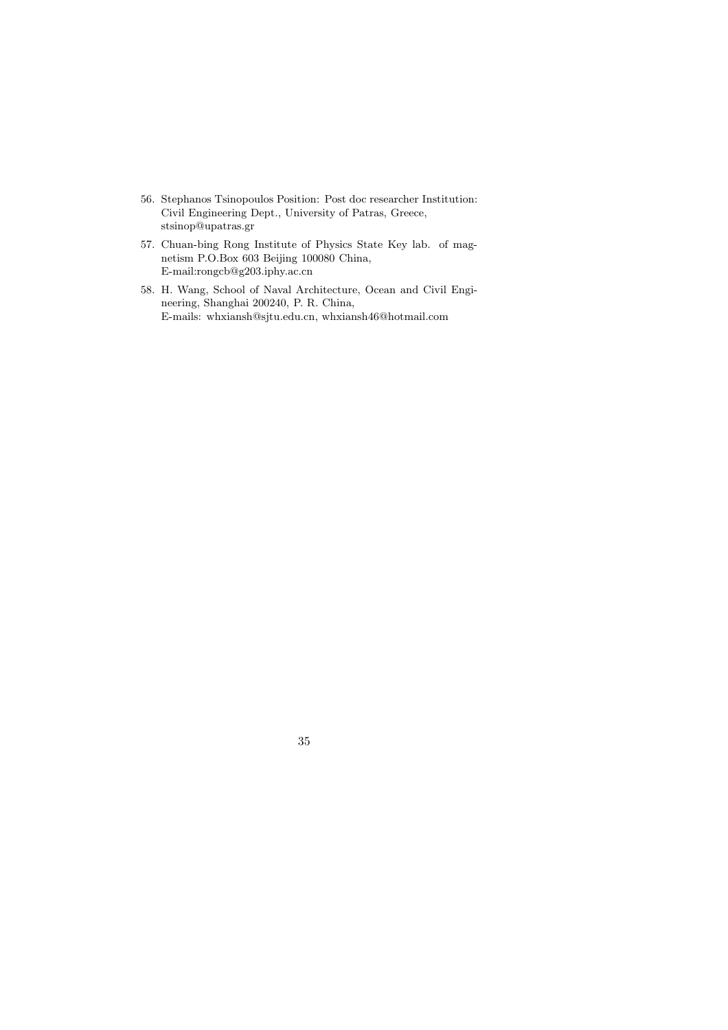56. Stephanos Tsinopoulos Position: Post doc researcher Institution: Civil Engineering Dept., University of Patras, Greece, stsinop@upatras.gr

57. Chuan-bing Rong Institute of Physics State Key lab. of magnetism P.O.Box 603 Beijing 100080 China, E-mail:rongcb@g203.iphy.ac.cn

58. H. Wang, School of Naval Architecture, Ocean and Civil Engineering, Shanghai 200240, P. R. China, E-mails: whxiansh@sjtu.edu.cn, whxiansh46@hotmail.com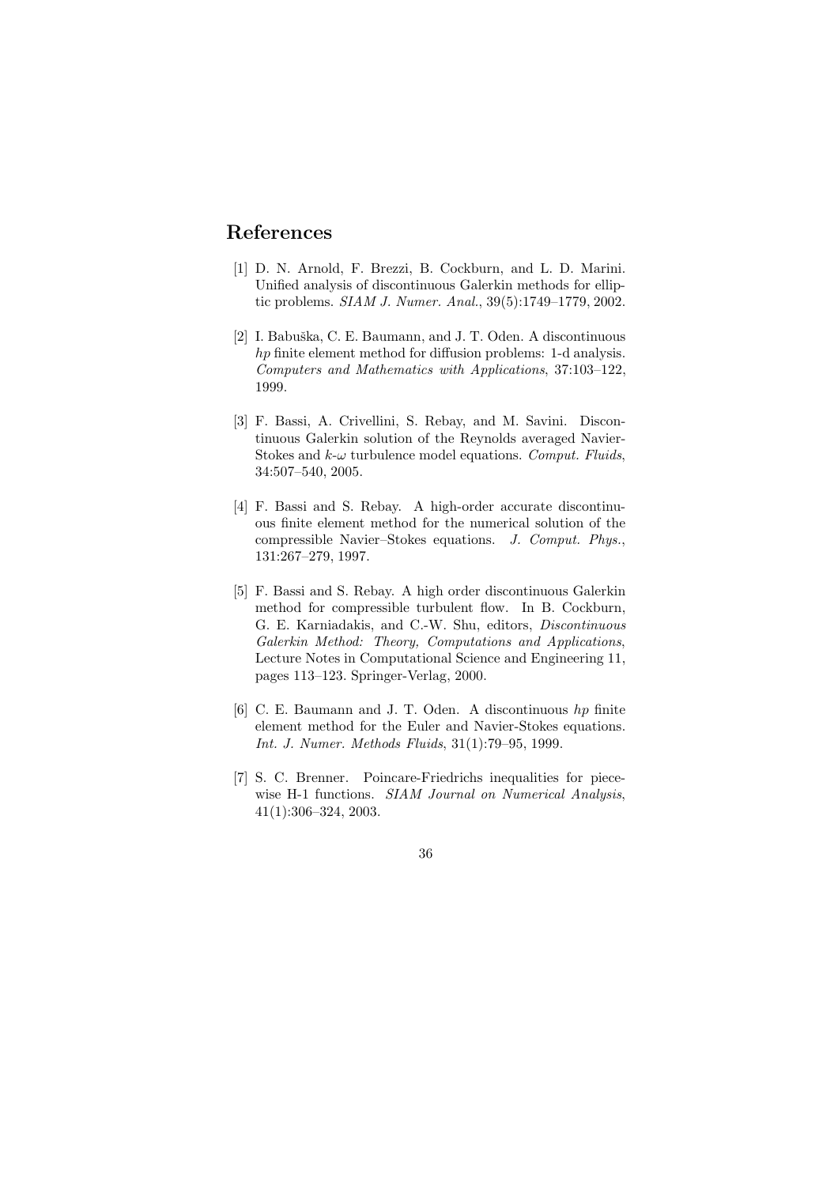# References

[1] D. N. Arnold, F. Brezzi, B. Cockburn, and L. D. Marini. Unified analysis of discontinuous Galerkin methods for elliptic problems. *SIAM J. Numer. Anal.*, 39(5):1749–1779, 2002.

[2] I. Babuška, C. E. Baumann, and J. T. Oden. A discontinuous *hp* finite element method for diffusion problems: 1-d analysis. *Computers and Mathematics with Applications*, 37:103–122, 1999.

[3] F. Bassi, A. Crivellini, S. Rebay, and M. Savini. Discontinuous Galerkin solution of the Reynolds averaged Navier-Stokes and $k$-$\omega$ turbulence model equations. *Comput. Fluids*, 34:507–540, 2005.

[4] F. Bassi and S. Rebay. A high-order accurate discontinuous finite element method for the numerical solution of the compressible Navier–Stokes equations. *J. Comput. Phys.*, 131:267–279, 1997.

[5] F. Bassi and S. Rebay. A high order discontinuous Galerkin method for compressible turbulent flow. In B. Cockburn, G. E. Karniadakis, and C.-W. Shu, editors, *Discontinuous Galerkin Method: Theory, Computations and Applications*, Lecture Notes in Computational Science and Engineering 11, pages 113–123. Springer-Verlag, 2000.

[6] C. E. Baumann and J. T. Oden. A discontinuous *hp* finite element method for the Euler and Navier-Stokes equations. *Int. J. Numer. Methods Fluids*, 31(1):79–95, 1999.

[7] S. C. Brenner. Poincare-Friedrichs inequalities for piecewise H-1 functions. *SIAM Journal on Numerical Analysis*, 41(1):306–324, 2003.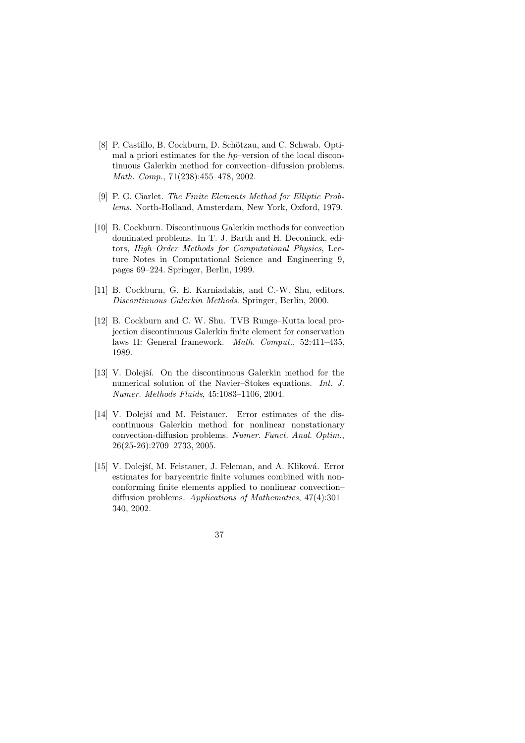[8] P. Castillo, B. Cockburn, D. Schötzau, and C. Schwab. Optimal a priori estimates for the *hp*–version of the local discontinuous Galerkin method for convection–difussion problems. *Math. Comp.*, 71(238):455–478, 2002.

[9] P. G. Ciarlet. *The Finite Elements Method for Elliptic Problems*. North-Holland, Amsterdam, New York, Oxford, 1979.

[10] B. Cockburn. Discontinuous Galerkin methods for convection dominated problems. In T. J. Barth and H. Deconinck, editors, *High–Order Methods for Computational Physics*, Lecture Notes in Computational Science and Engineering 9, pages 69–224. Springer, Berlin, 1999.

[11] B. Cockburn, G. E. Karniadakis, and C.-W. Shu, editors. *Discontinuous Galerkin Methods*. Springer, Berlin, 2000.

[12] B. Cockburn and C. W. Shu. TVB Runge–Kutta local projection discontinuous Galerkin finite element for conservation laws II: General framework. *Math. Comput.*, 52:411–435, 1989.

[13] V. Dolejší. On the discontinuous Galerkin method for the numerical solution of the Navier–Stokes equations. *Int. J. Numer. Methods Fluids*, 45:1083–1106, 2004.

[14] V. Dolejší and M. Feistauer. Error estimates of the discontinuous Galerkin method for nonlinear nonstationary convection-diffusion problems. *Numer. Funct. Anal. Optim.*, 26(25-26):2709–2733, 2005.

[15] V. Dolejší, M. Feistauer, J. Felcman, and A. Kliková. Error estimates for barycentric finite volumes combined with nonconforming finite elements applied to nonlinear convection–diffusion problems. *Applications of Mathematics*, 47(4):301–340, 2002.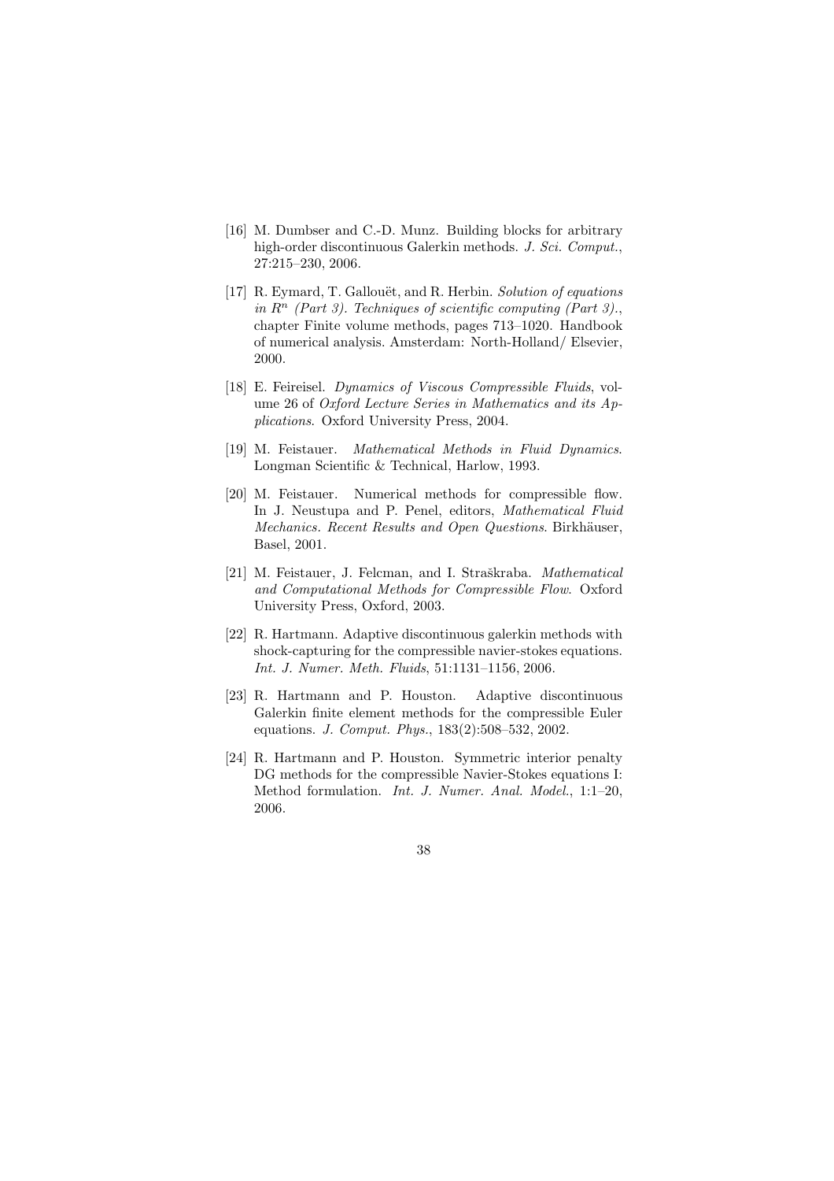[16] M. Dumbser and C.-D. Munz. Building blocks for arbitrary high-order discontinuous Galerkin methods. *J. Sci. Comput.*, 27:215–230, 2006.

[17] R. Eymard, T. Gallouët, and R. Herbin. *Solution of equations in $R^n$ (Part 3). Techniques of scientific computing (Part 3).*, chapter Finite volume methods, pages 713–1020. Handbook of numerical analysis. Amsterdam: North-Holland/ Elsevier, 2000.

[18] E. Feireisel. *Dynamics of Viscous Compressible Fluids*, volume 26 of *Oxford Lecture Series in Mathematics and its Applications*. Oxford University Press, 2004.

[19] M. Feistauer. *Mathematical Methods in Fluid Dynamics*. Longman Scientific & Technical, Harlow, 1993.

[20] M. Feistauer. Numerical methods for compressible flow. In J. Neustupa and P. Penel, editors, *Mathematical Fluid Mechanics. Recent Results and Open Questions*. Birkhäuser, Basel, 2001.

[21] M. Feistauer, J. Felcman, and I. Straškraba. *Mathematical and Computational Methods for Compressible Flow*. Oxford University Press, Oxford, 2003.

[22] R. Hartmann. Adaptive discontinuous galerkin methods with shock-capturing for the compressible navier-stokes equations. *Int. J. Numer. Meth. Fluids*, 51:1131–1156, 2006.

[23] R. Hartmann and P. Houston. Adaptive discontinuous Galerkin finite element methods for the compressible Euler equations. *J. Comput. Phys.*, 183(2):508–532, 2002.

[24] R. Hartmann and P. Houston. Symmetric interior penalty DG methods for the compressible Navier-Stokes equations I: Method formulation. *Int. J. Numer. Anal. Model.*, 1:1–20, 2006.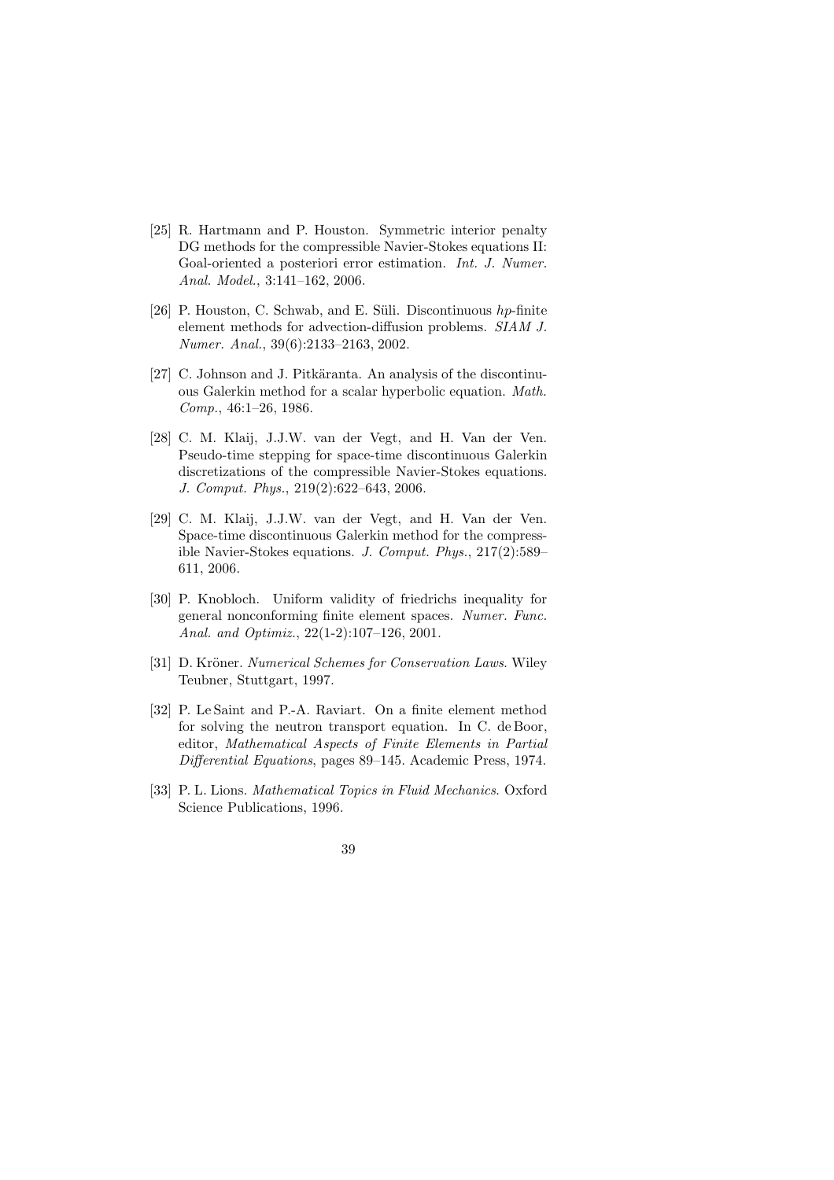[25] R. Hartmann and P. Houston. Symmetric interior penalty DG methods for the compressible Navier-Stokes equations II: Goal-oriented a posteriori error estimation. *Int. J. Numer. Anal. Model.*, 3:141–162, 2006.

[26] P. Houston, C. Schwab, and E. Süli. Discontinuous *hp*-finite element methods for advection-diffusion problems. *SIAM J. Numer. Anal.*, 39(6):2133–2163, 2002.

[27] C. Johnson and J. Pitkäranta. An analysis of the discontinuous Galerkin method for a scalar hyperbolic equation. *Math. Comp.*, 46:1–26, 1986.

[28] C. M. Klaij, J.J.W. van der Vegt, and H. Van der Ven. Pseudo-time stepping for space-time discontinuous Galerkin discretizations of the compressible Navier-Stokes equations. *J. Comput. Phys.*, 219(2):622–643, 2006.

[29] C. M. Klaij, J.J.W. van der Vegt, and H. Van der Ven. Space-time discontinuous Galerkin method for the compressible Navier-Stokes equations. *J. Comput. Phys.*, 217(2):589–611, 2006.

[30] P. Knobloch. Uniform validity of friedrichs inequality for general nonconforming finite element spaces. *Numer. Func. Anal. and Optimiz.*, 22(1-2):107–126, 2001.

[31] D. Kröner. *Numerical Schemes for Conservation Laws*. Wiley Teubner, Stuttgart, 1997.

[32] P. Le Saint and P.-A. Raviart. On a finite element method for solving the neutron transport equation. In C. de Boor, editor, *Mathematical Aspects of Finite Elements in Partial Differential Equations*, pages 89–145. Academic Press, 1974.

[33] P. L. Lions. *Mathematical Topics in Fluid Mechanics*. Oxford Science Publications, 1996.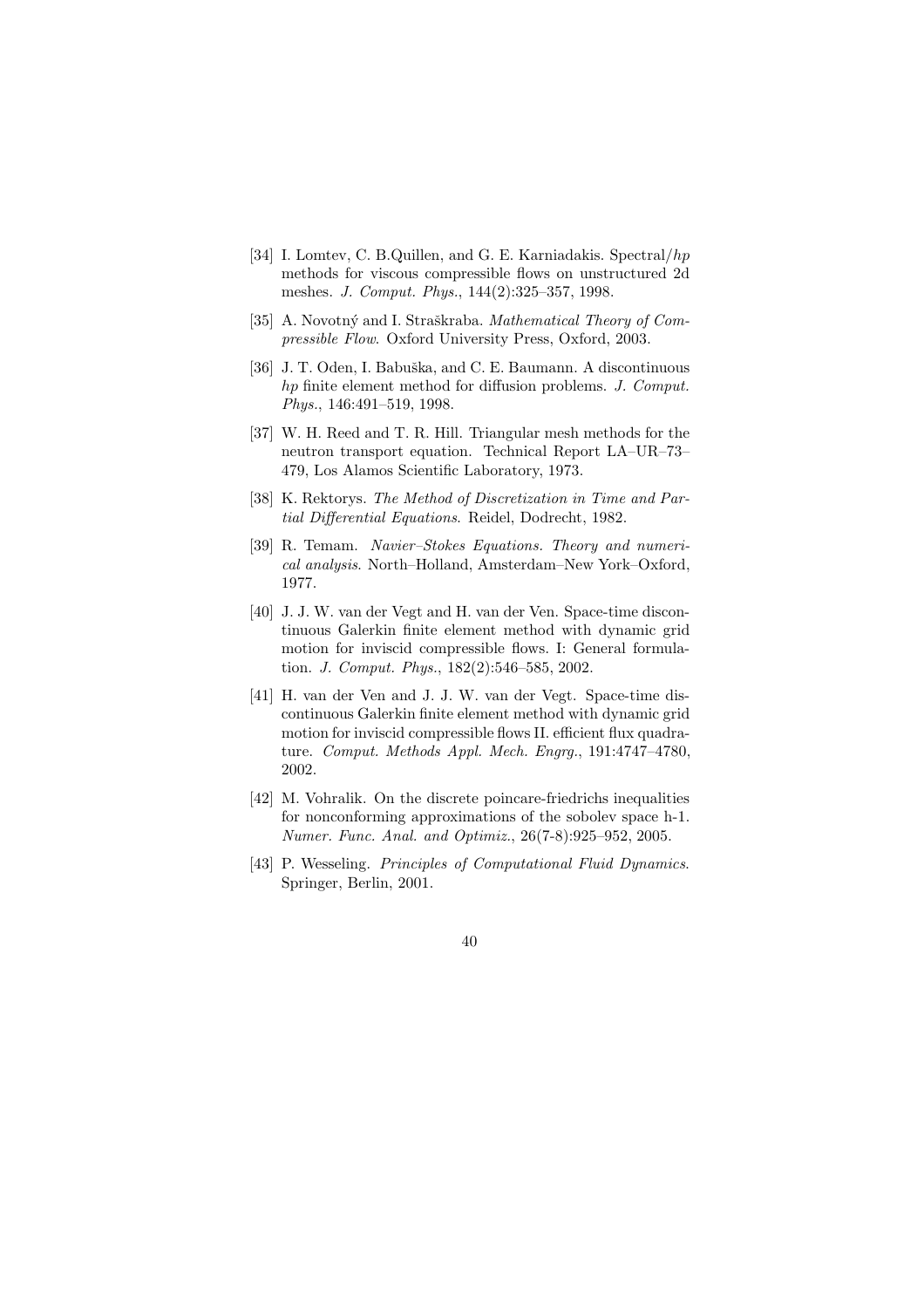[34] I. Lomtev, C. B.Quillen, and G. E. Karniadakis. Spectral/*hp* methods for viscous compressible flows on unstructured 2d meshes. *J. Comput. Phys.*, 144(2):325–357, 1998.

[35] A. Novotný and I. Straškraba. *Mathematical Theory of Compressible Flow*. Oxford University Press, Oxford, 2003.

[36] J. T. Oden, I. Babuška, and C. E. Baumann. A discontinuous *hp* finite element method for diffusion problems. *J. Comput. Phys.*, 146:491–519, 1998.

[37] W. H. Reed and T. R. Hill. Triangular mesh methods for the neutron transport equation. Technical Report LA–UR–73–479, Los Alamos Scientific Laboratory, 1973.

[38] K. Rektorys. *The Method of Discretization in Time and Partial Differential Equations*. Reidel, Dodrecht, 1982.

[39] R. Temam. *Navier–Stokes Equations. Theory and numerical analysis*. North–Holland, Amsterdam–New York–Oxford, 1977.

[40] J. J. W. van der Vegt and H. van der Ven. Space-time discontinuous Galerkin finite element method with dynamic grid motion for inviscid compressible flows. I: General formulation. *J. Comput. Phys.*, 182(2):546–585, 2002.

[41] H. van der Ven and J. J. W. van der Vegt. Space-time discontinuous Galerkin finite element method with dynamic grid motion for inviscid compressible flows II. efficient flux quadrature. *Comput. Methods Appl. Mech. Engrg.*, 191:4747–4780, 2002.

[42] M. Vohralik. On the discrete poincare-friedrichs inequalities for nonconforming approximations of the sobolev space h-1. *Numer. Func. Anal. and Optimiz.*, 26(7-8):925–952, 2005.

[43] P. Wesseling. *Principles of Computational Fluid Dynamics*. Springer, Berlin, 2001.